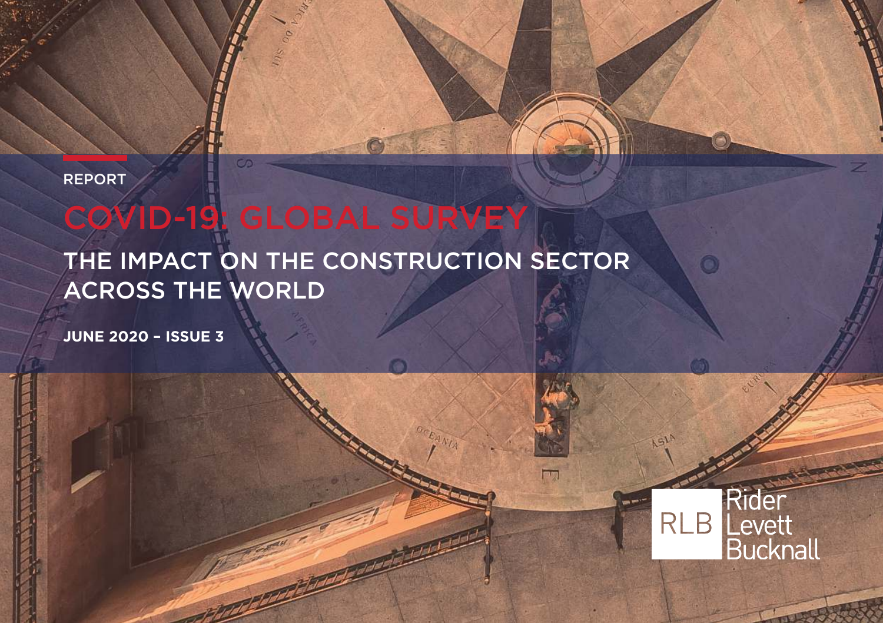REPORT

# COVID-19: GLOBAL SURVEY

## THE IMPACT ON THE CONSTRUCTION SECTOR ACROSS THE WORLD

**JUNE 2020 – ISSUE 3**

RLB Rider Levett Bucknall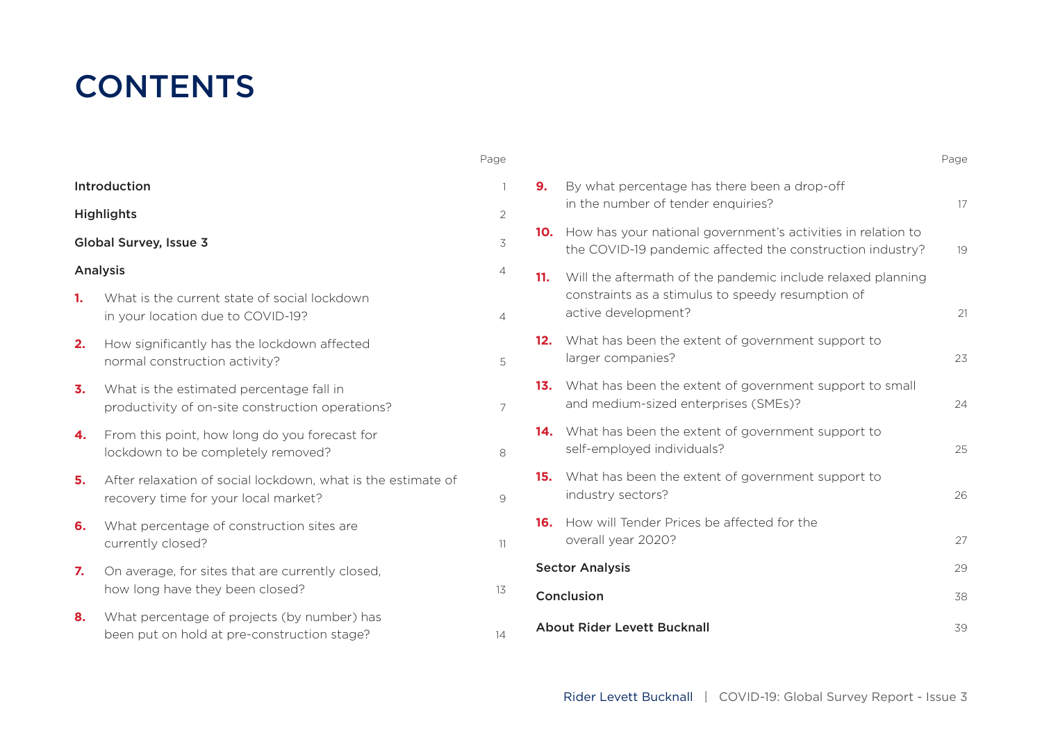# CONTENTS

| | Page |
|---|---|
| **Introduction** | 1 |
| **Highlights** | 2 |
| **Global Survey, Issue 3** | 3 |
| **Analysis** | 4 |
| **1.** What is the current state of social lockdown in your location due to COVID-19? | 4 |
| **2.** How significantly has the lockdown affected normal construction activity? | 5 |
| **3.** What is the estimated percentage fall in productivity of on-site construction operations? | 7 |
| **4.** From this point, how long do you forecast for lockdown to be completely removed? | 8 |
| **5.** After relaxation of social lockdown, what is the estimate of recovery time for your local market? | 9 |
| **6.** What percentage of construction sites are currently closed? | 11 |
| **7.** On average, for sites that are currently closed, how long have they been closed? | 13 |
| **8.** What percentage of projects (by number) has been put on hold at pre-construction stage? | 14 |
| **9.** By what percentage has there been a drop-off in the number of tender enquiries? | 17 |
| **10.** How has your national government's activities in relation to the COVID-19 pandemic affected the construction industry? | 19 |
| **11.** Will the aftermath of the pandemic include relaxed planning constraints as a stimulus to speedy resumption of active development? | 21 |
| **12.** What has been the extent of government support to larger companies? | 23 |
| **13.** What has been the extent of government support to small and medium-sized enterprises (SMEs)? | 24 |
| **14.** What has been the extent of government support to self-employed individuals? | 25 |
| **15.** What has been the extent of government support to industry sectors? | 26 |
| **16.** How will Tender Prices be affected for the overall year 2020? | 27 |
| **Sector Analysis** | 29 |
| **Conclusion** | 38 |
| **About Rider Levett Bucknall** | 39 |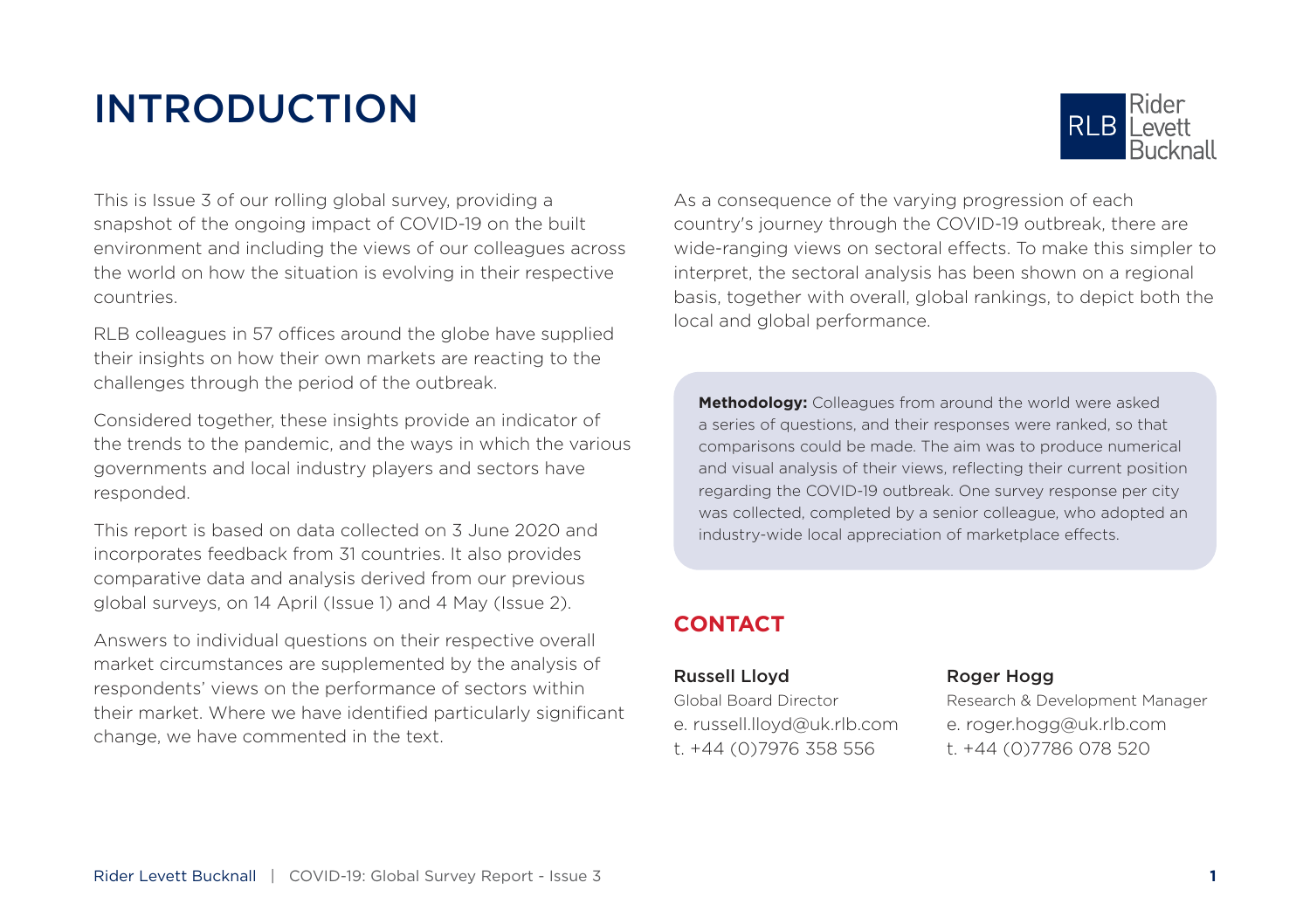# INTRODUCTION

This is Issue 3 of our rolling global survey, providing a snapshot of the ongoing impact of COVID-19 on the built environment and including the views of our colleagues across the world on how the situation is evolving in their respective countries.

RLB colleagues in 57 offices around the globe have supplied their insights on how their own markets are reacting to the challenges through the period of the outbreak.

Considered together, these insights provide an indicator of the trends to the pandemic, and the ways in which the various governments and local industry players and sectors have responded.

This report is based on data collected on 3 June 2020 and incorporates feedback from 31 countries. It also provides comparative data and analysis derived from our previous global surveys, on 14 April (Issue 1) and 4 May (Issue 2).

Answers to individual questions on their respective overall market circumstances are supplemented by the analysis of respondents' views on the performance of sectors within their market. Where we have identified particularly significant change, we have commented in the text.

As a consequence of the varying progression of each country's journey through the COVID-19 outbreak, there are wide-ranging views on sectoral effects. To make this simpler to interpret, the sectoral analysis has been shown on a regional basis, together with overall, global rankings, to depict both the local and global performance.

**Methodology:** Colleagues from around the world were asked a series of questions, and their responses were ranked, so that comparisons could be made. The aim was to produce numerical and visual analysis of their views, reflecting their current position regarding the COVID-19 outbreak. One survey response per city was collected, completed by a senior colleague, who adopted an industry-wide local appreciation of marketplace effects.

## CONTACT

**Russell Lloyd**
Global Board Director
e. russell.lloyd@uk.rlb.com
t. +44 (0)7976 358 556

**Roger Hogg**
Research & Development Manager
e. roger.hogg@uk.rlb.com
t. +44 (0)7786 078 520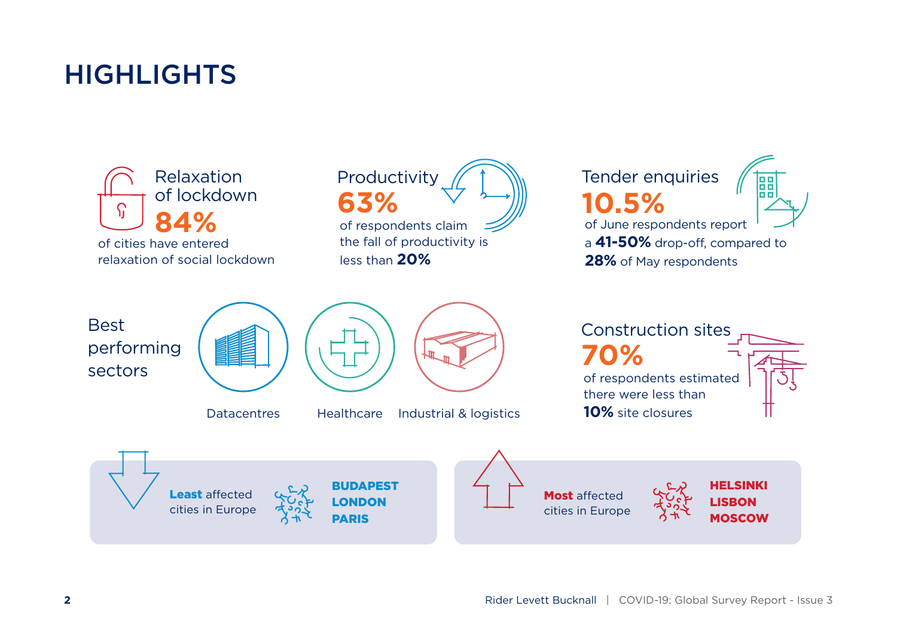# HIGHLIGHTS

### Relaxation of lockdown

**84%**

of cities have entered relaxation of social lockdown

### Productivity

**63%**

of respondents claim the fall of productivity is less than **20%**

### Tender enquiries

**10.5%**

of June respondents report a **41-50%** drop-off, compared to **28%** of May respondents

### Best performing sectors

- Datacentres
- Healthcare
- Industrial & logistics

### Construction sites

**70%**

of respondents estimated there were less than **10%** site closures

**Least** affected cities in Europe

**BUDAPEST**
**LONDON**
**PARIS**

**Most** affected cities in Europe

**HELSINKI**
**LISBON**
**MOSCOW**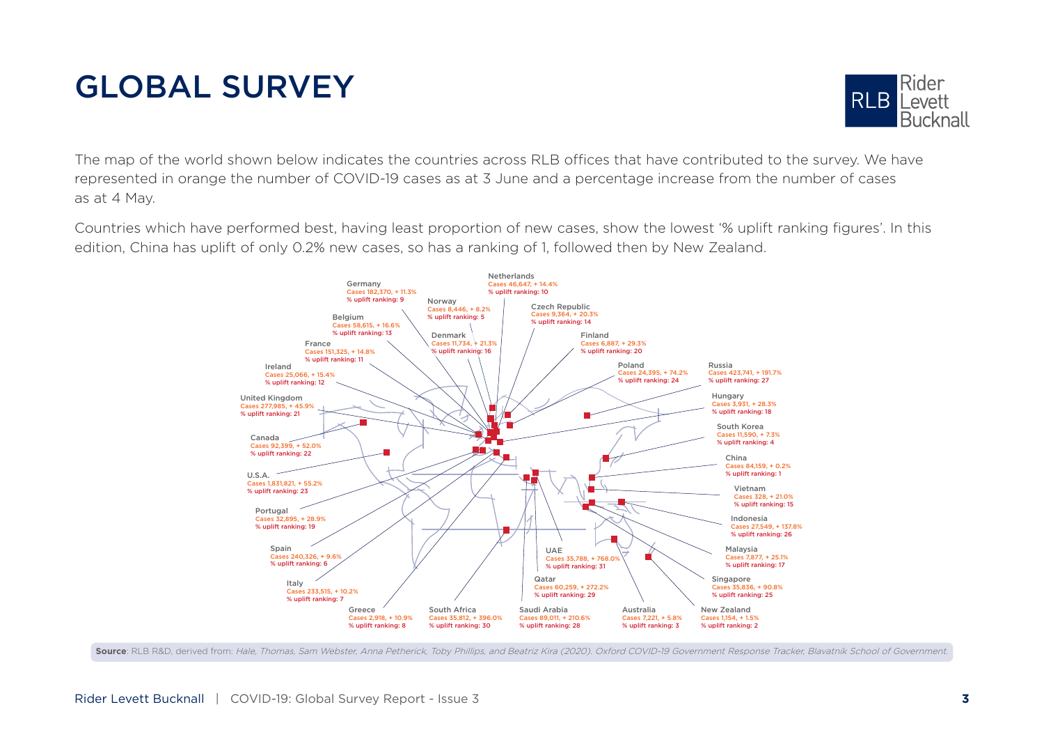# GLOBAL SURVEY

The map of the world shown below indicates the countries across RLB offices that have contributed to the survey. We have represented in orange the number of COVID-19 cases as at 3 June and a percentage increase from the number of cases as at 4 May.

Countries which have performed best, having least proportion of new cases, show the lowest '% uplift ranking figures'. In this edition, China has uplift of only 0.2% new cases, so has a ranking of 1, followed then by New Zealand.

**Germany**
Cases 182,370, + 11.3%
% uplift ranking: 9

**Netherlands**
Cases 46,647, + 14.4%
% uplift ranking: 10

**Norway**
Cases 8,446, + 8.2%
% uplift ranking: 5

**Czech Republic**
Cases 9,364, + 20.3%
% uplift ranking: 14

**Belgium**
Cases 58,615, + 16.6%
% uplift ranking: 13

**Denmark**
Cases 11,734, + 21.3%
% uplift ranking: 16

**Finland**
Cases 6,887, + 29.3%
% uplift ranking: 20

**France**
Cases 151,325, + 14.8%
% uplift ranking: 11

**Ireland**
Cases 25,066, + 15.4%
% uplift ranking: 12

**Poland**
Cases 24,395, + 74.2%
% uplift ranking: 24

**Russia**
Cases 423,741, + 191.7%
% uplift ranking: 27

**United Kingdom**
Cases 277,985, + 45.9%
% uplift ranking: 21

**Hungary**
Cases 3,931, + 28.3%
% uplift ranking: 18

**South Korea**
Cases 11,590, + 7.3%
% uplift ranking: 4

**Canada**
Cases 92,399, + 52.0%
% uplift ranking: 22

**China**
Cases 84,159, + 0.2%
% uplift ranking: 1

**U.S.A.**
Cases 1,831,821, + 55.2%
% uplift ranking: 23

**Vietnam**
Cases 328, + 21.0%
% uplift ranking: 15

**Portugal**
Cases 32,895, + 28.9%
% uplift ranking: 19

**Indonesia**
Cases 27,549, + 137.8%
% uplift ranking: 26

**Spain**
Cases 240,326, + 9.6%
% uplift ranking: 6

**UAE**
Cases 35,788, + 768.0%
% uplift ranking: 31

**Malaysia**
Cases 7,877, + 25.1%
% uplift ranking: 17

**Italy**
Cases 233,515, + 10.2%
% uplift ranking: 7

**Qatar**
Cases 60,259, + 272.2%
% uplift ranking: 29

**Singapore**
Cases 35,836, + 90.8%
% uplift ranking: 25

**Greece**
Cases 2,918, + 10.9%
% uplift ranking: 8

**South Africa**
Cases 35,812, + 396.0%
% uplift ranking: 30

**Saudi Arabia**
Cases 89,011, + 210.6%
% uplift ranking: 28

**Australia**
Cases 7,221, + 5.8%
% uplift ranking: 3

**New Zealand**
Cases 1,154, + 1.5%
% uplift ranking: 2

**Source**: RLB R&D, derived from: *Hale, Thomas, Sam Webster, Anna Petherick, Toby Phillips, and Beatriz Kira (2020). Oxford COVID-19 Government Response Tracker, Blavatnik School of Government.*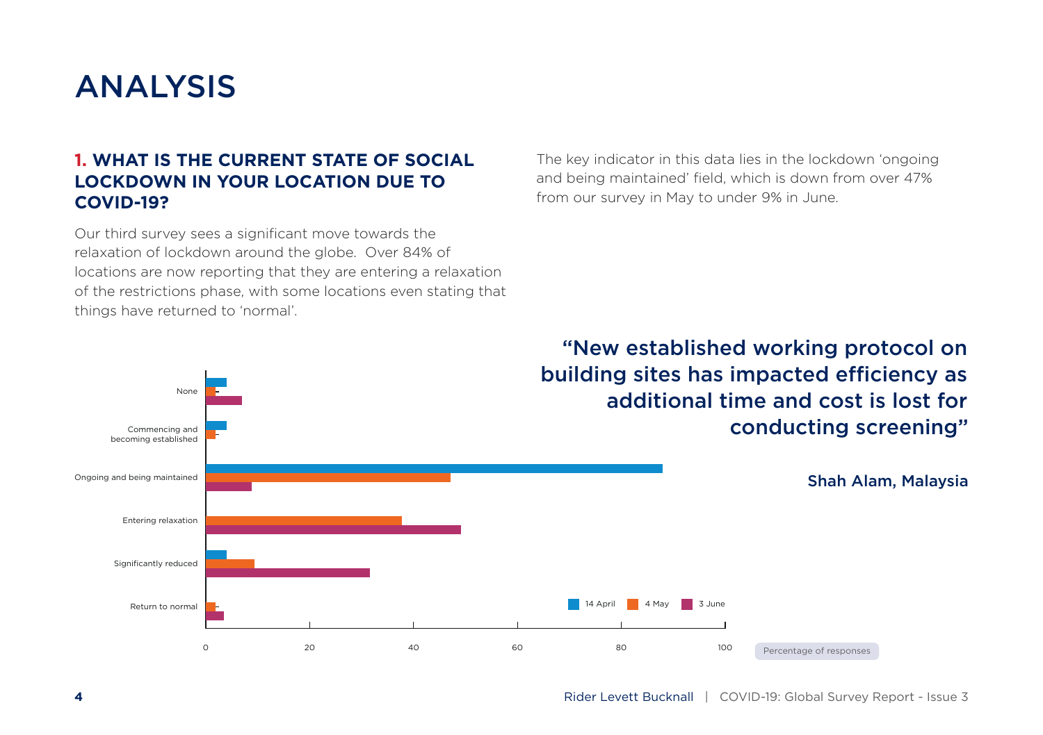# ANALYSIS

### 1. WHAT IS THE CURRENT STATE OF SOCIAL LOCKDOWN IN YOUR LOCATION DUE TO COVID-19?

Our third survey sees a significant move towards the relaxation of lockdown around the globe. Over 84% of locations are now reporting that they are entering a relaxation of the restrictions phase, with some locations even stating that things have returned to 'normal'.

The key indicator in this data lies in the lockdown 'ongoing and being maintained' field, which is down from over 47% from our survey in May to under 9% in June.

None

Commencing and becoming established

Ongoing and being maintained

Entering relaxation

Significantly reduced

Return to normal

0 20 40 60 80 100

14 April 4 May 3 June

Percentage of responses

> "New established working protocol on building sites has impacted efficiency as additional time and cost is lost for conducting screening"
>
> Shah Alam, Malaysia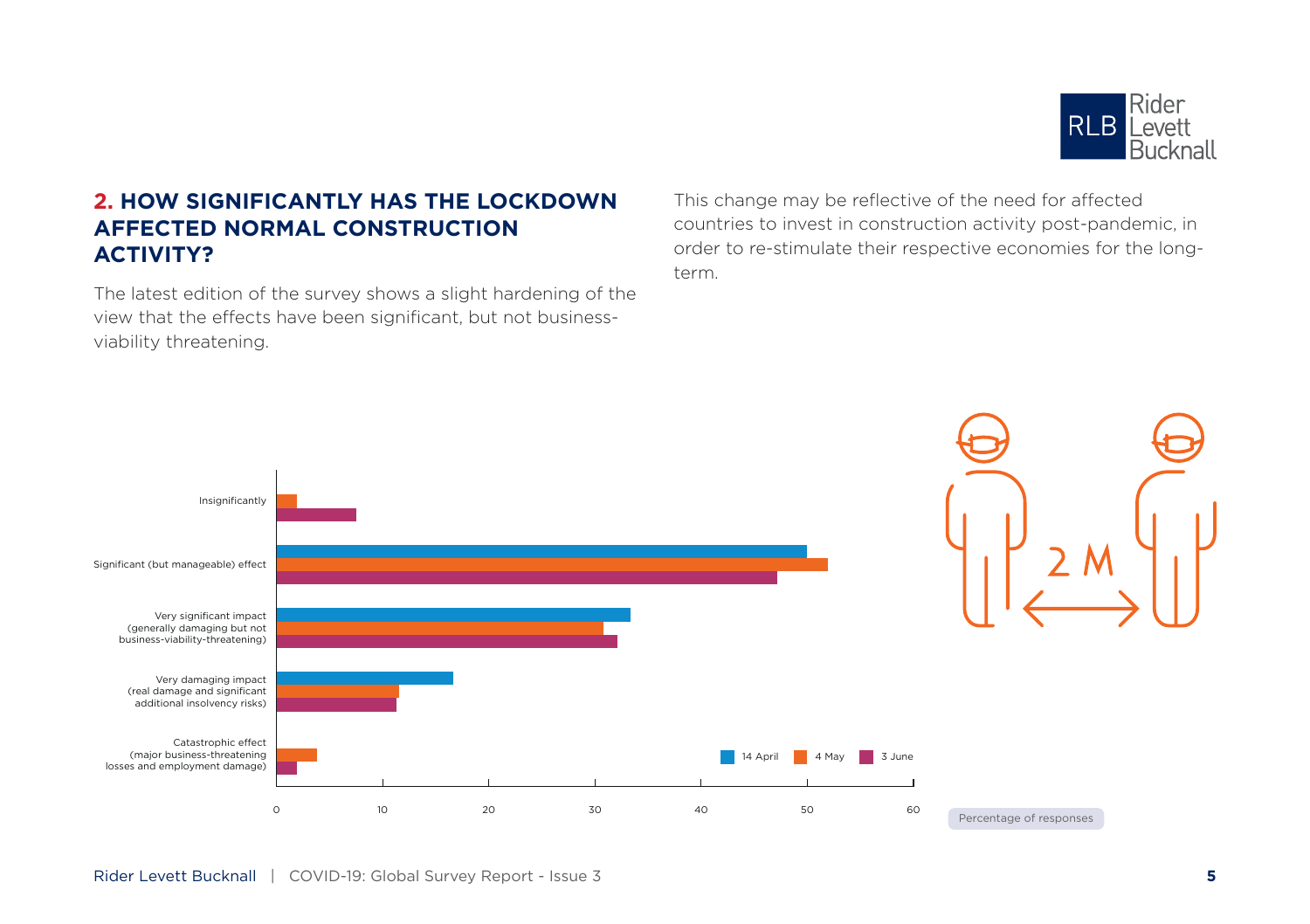## 2. HOW SIGNIFICANTLY HAS THE LOCKDOWN AFFECTED NORMAL CONSTRUCTION ACTIVITY?

The latest edition of the survey shows a slight hardening of the view that the effects have been significant, but not business-viability threatening.

This change may be reflective of the need for affected countries to invest in construction activity post-pandemic, in order to re-stimulate their respective economies for the long-term.

Insignificantly

Significant (but manageable) effect

Very significant impact (generally damaging but not business-viability-threatening)

Very damaging impact (real damage and significant additional insolvency risks)

Catastrophic effect (major business-threatening losses and employment damage)

14 April | 4 May | 3 June

0 10 20 30 40 50 60

Percentage of responses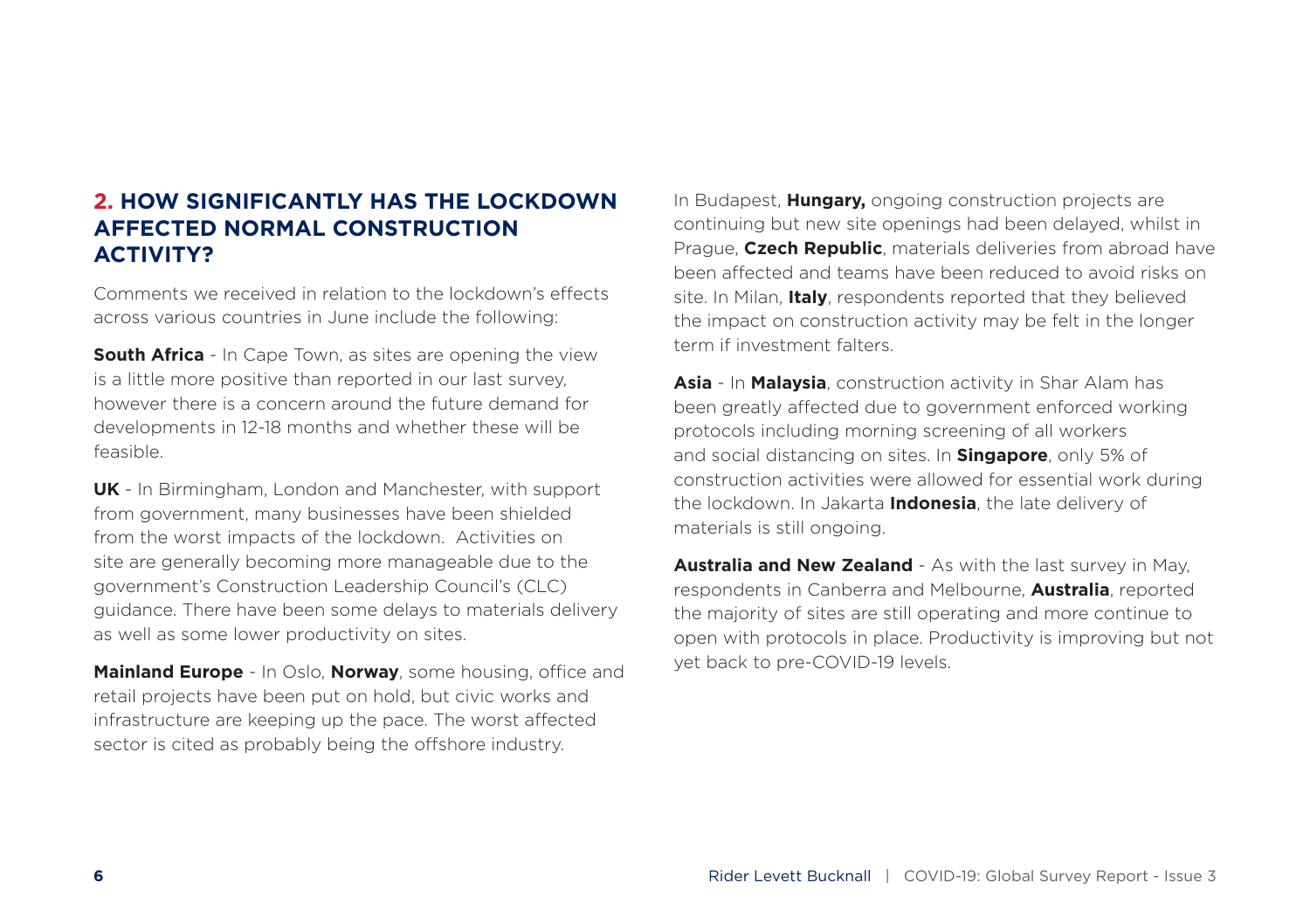## 2. HOW SIGNIFICANTLY HAS THE LOCKDOWN AFFECTED NORMAL CONSTRUCTION ACTIVITY?

Comments we received in relation to the lockdown's effects across various countries in June include the following:

**South Africa** - In Cape Town, as sites are opening the view is a little more positive than reported in our last survey, however there is a concern around the future demand for developments in 12-18 months and whether these will be feasible.

**UK** - In Birmingham, London and Manchester, with support from government, many businesses have been shielded from the worst impacts of the lockdown. Activities on site are generally becoming more manageable due to the government's Construction Leadership Council's (CLC) guidance. There have been some delays to materials delivery as well as some lower productivity on sites.

**Mainland Europe** - In Oslo, **Norway**, some housing, office and retail projects have been put on hold, but civic works and infrastructure are keeping up the pace. The worst affected sector is cited as probably being the offshore industry.

In Budapest, **Hungary,** ongoing construction projects are continuing but new site openings had been delayed, whilst in Prague, **Czech Republic**, materials deliveries from abroad have been affected and teams have been reduced to avoid risks on site. In Milan, **Italy**, respondents reported that they believed the impact on construction activity may be felt in the longer term if investment falters.

**Asia** - In **Malaysia**, construction activity in Shar Alam has been greatly affected due to government enforced working protocols including morning screening of all workers and social distancing on sites. In **Singapore**, only 5% of construction activities were allowed for essential work during the lockdown. In Jakarta **Indonesia**, the late delivery of materials is still ongoing.

**Australia and New Zealand** - As with the last survey in May, respondents in Canberra and Melbourne, **Australia**, reported the majority of sites are still operating and more continue to open with protocols in place. Productivity is improving but not yet back to pre-COVID-19 levels.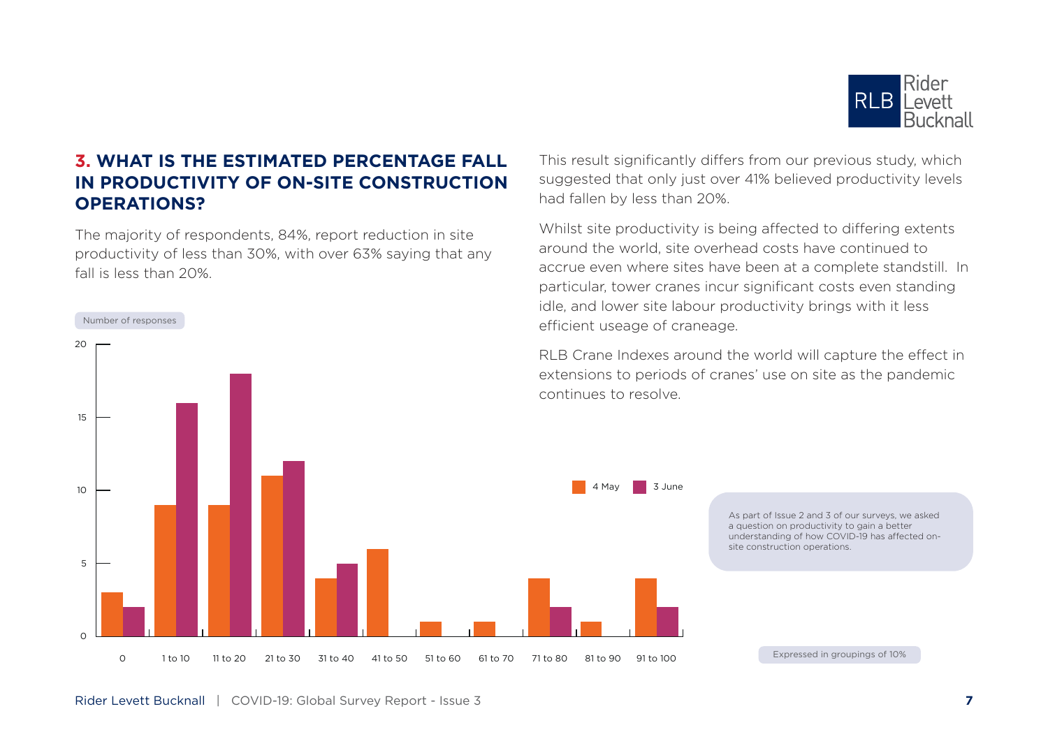### 3. WHAT IS THE ESTIMATED PERCENTAGE FALL IN PRODUCTIVITY OF ON-SITE CONSTRUCTION OPERATIONS?

The majority of respondents, 84%, report reduction in site productivity of less than 30%, with over 63% saying that any fall is less than 20%.

Number of responses

| | 0 | 1 to 10 | 11 to 20 | 21 to 30 | 31 to 40 | 41 to 50 | 51 to 60 | 61 to 70 | 71 to 80 | 81 to 90 | 91 to 100 |
|---|---|---|---|---|---|---|---|---|---|---|---|
| 4 May | 3 | 9 | 9 | 11 | 4 | 6 | 1 | 1 | 4 | 1 | 4 |
| 3 June | 2 | 16 | 18 | 12 | 5 | 0 | 0 | 0 | 2 | 0 | 2 |

Expressed in groupings of 10%

This result significantly differs from our previous study, which suggested that only just over 41% believed productivity levels had fallen by less than 20%.

Whilst site productivity is being affected to differing extents around the world, site overhead costs have continued to accrue even where sites have been at a complete standstill. In particular, tower cranes incur significant costs even standing idle, and lower site labour productivity brings with it less efficient useage of craneage.

RLB Crane Indexes around the world will capture the effect in extensions to periods of cranes' use on site as the pandemic continues to resolve.

As part of Issue 2 and 3 of our surveys, we asked a question on productivity to gain a better understanding of how COVID-19 has affected on-site construction operations.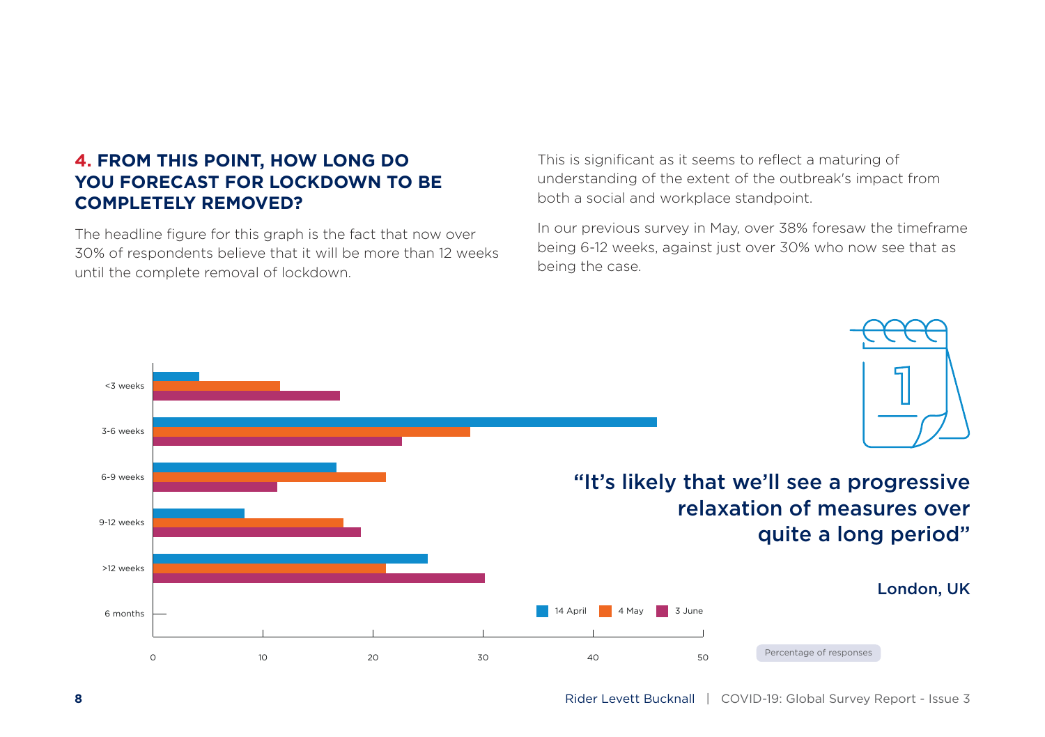## **4.** FROM THIS POINT, HOW LONG DO YOU FORECAST FOR LOCKDOWN TO BE COMPLETELY REMOVED?

The headline figure for this graph is the fact that now over 30% of respondents believe that it will be more than 12 weeks until the complete removal of lockdown.

This is significant as it seems to reflect a maturing of understanding of the extent of the outbreak's impact from both a social and workplace standpoint.

In our previous survey in May, over 38% foresaw the timeframe being 6-12 weeks, against just over 30% who now see that as being the case.

<3 weeks

3-6 weeks

6-9 weeks

9-12 weeks

>12 weeks

6 months

0 10 20 30 40 50

14 April 4 May 3 June

Percentage of responses

> "It's likely that we'll see a progressive relaxation of measures over quite a long period"
>
> London, UK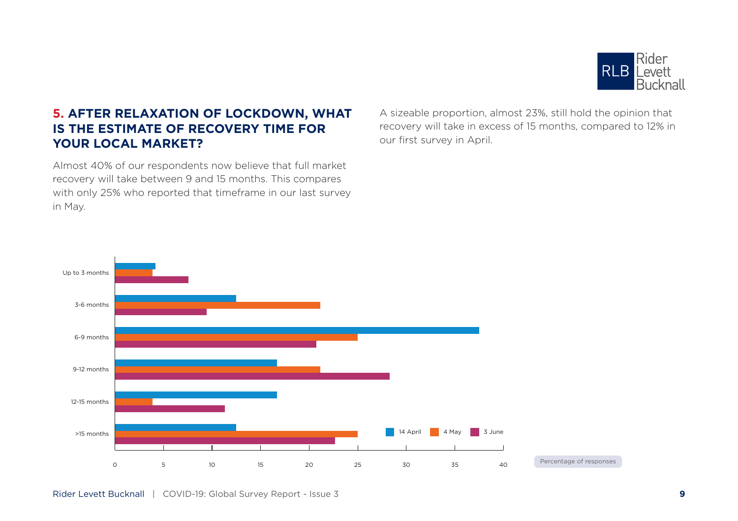## 5. AFTER RELAXATION OF LOCKDOWN, WHAT IS THE ESTIMATE OF RECOVERY TIME FOR YOUR LOCAL MARKET?

Almost 40% of our respondents now believe that full market recovery will take between 9 and 15 months. This compares with only 25% who reported that timeframe in our last survey in May.

A sizeable proportion, almost 23%, still hold the opinion that recovery will take in excess of 15 months, compared to 12% in our first survey in April.

Up to 3 months

3-6 months

6-9 months

9-12 months

12-15 months

>15 months

14 April | 4 May | 3 June

0 | 5 | 10 | 15 | 20 | 25 | 30 | 35 | 40

Percentage of responses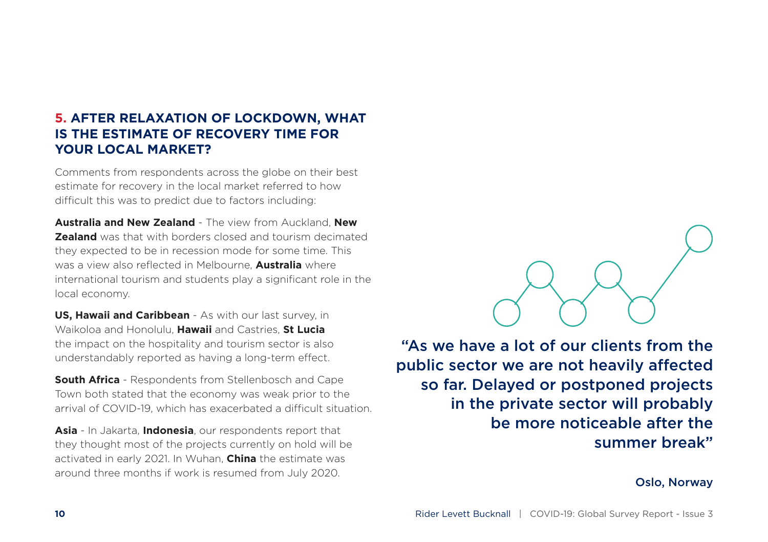## 5. AFTER RELAXATION OF LOCKDOWN, WHAT IS THE ESTIMATE OF RECOVERY TIME FOR YOUR LOCAL MARKET?

Comments from respondents across the globe on their best estimate for recovery in the local market referred to how difficult this was to predict due to factors including:

**Australia and New Zealand** - The view from Auckland, **New Zealand** was that with borders closed and tourism decimated they expected to be in recession mode for some time. This was a view also reflected in Melbourne, **Australia** where international tourism and students play a significant role in the local economy.

**US, Hawaii and Caribbean** - As with our last survey, in Waikoloa and Honolulu, **Hawaii** and Castries, **St Lucia** the impact on the hospitality and tourism sector is also understandably reported as having a long-term effect.

**South Africa** - Respondents from Stellenbosch and Cape Town both stated that the economy was weak prior to the arrival of COVID-19, which has exacerbated a difficult situation.

**Asia** - In Jakarta, **Indonesia**, our respondents report that they thought most of the projects currently on hold will be activated in early 2021. In Wuhan, **China** the estimate was around three months if work is resumed from July 2020.

> "As we have a lot of our clients from the public sector we are not heavily affected so far. Delayed or postponed projects in the private sector will probably be more noticeable after the summer break"
>
> Oslo, Norway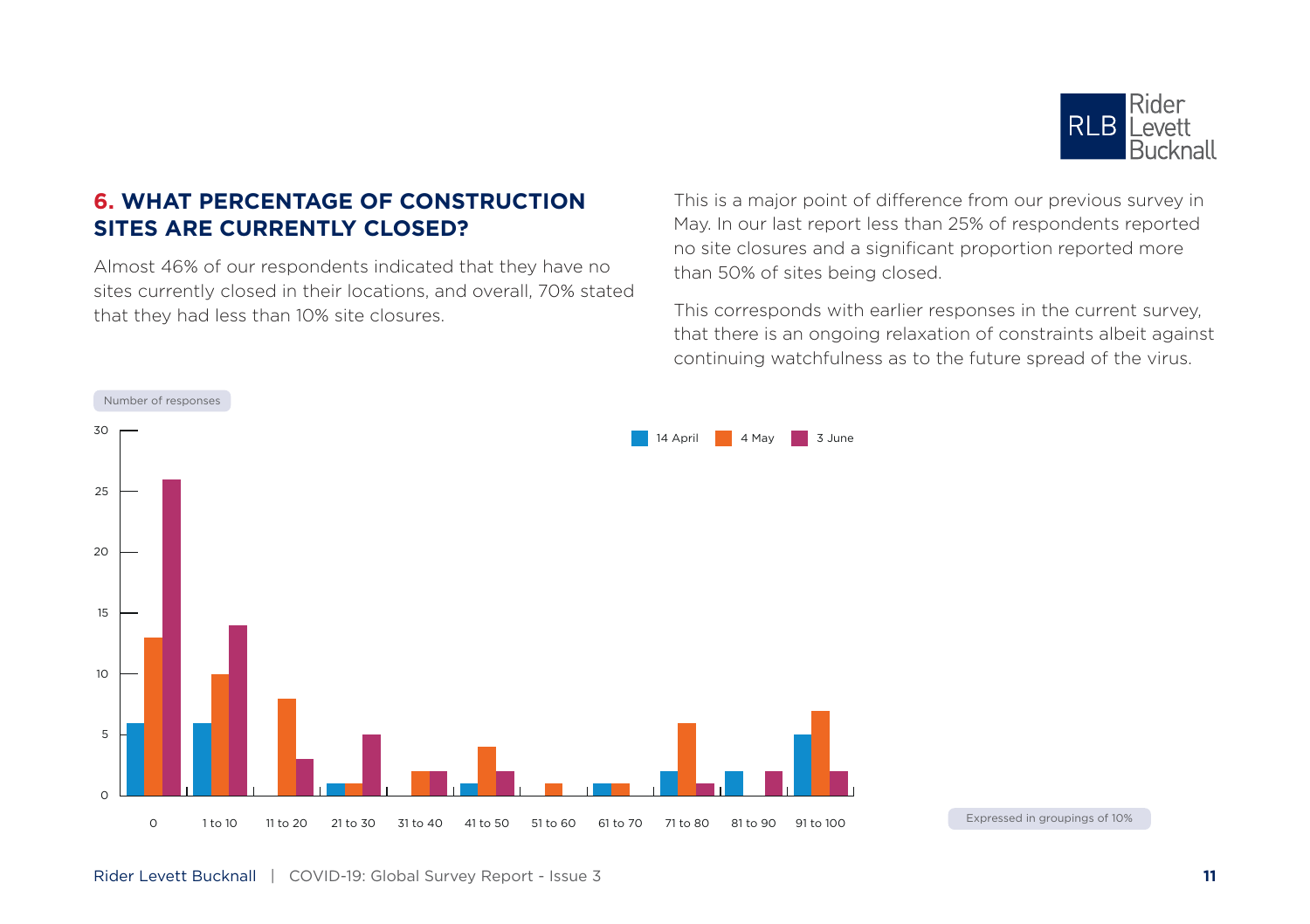## 6. WHAT PERCENTAGE OF CONSTRUCTION SITES ARE CURRENTLY CLOSED?

Almost 46% of our respondents indicated that they have no sites currently closed in their locations, and overall, 70% stated that they had less than 10% site closures.

This is a major point of difference from our previous survey in May. In our last report less than 25% of respondents reported no site closures and a significant proportion reported more than 50% of sites being closed.

This corresponds with earlier responses in the current survey, that there is an ongoing relaxation of constraints albeit against continuing watchfulness as to the future spread of the virus.

Number of responses

| | 14 April | 4 May | 3 June |
|---|---|---|---|
| 0 | 6 | 13 | 26 |
| 1 to 10 | 6 | 10 | 14 |
| 11 to 20 | | 8 | 3 |
| 21 to 30 | 1 | 1 | 5 |
| 31 to 40 | | 2 | 2 |
| 41 to 50 | 1 | 4 | 2 |
| 51 to 60 | | 1 | |
| 61 to 70 | 1 | 1 | |
| 71 to 80 | 2 | 6 | 1 |
| 81 to 90 | 2 | | 2 |
| 91 to 100 | 5 | 7 | 2 |

Expressed in groupings of 10%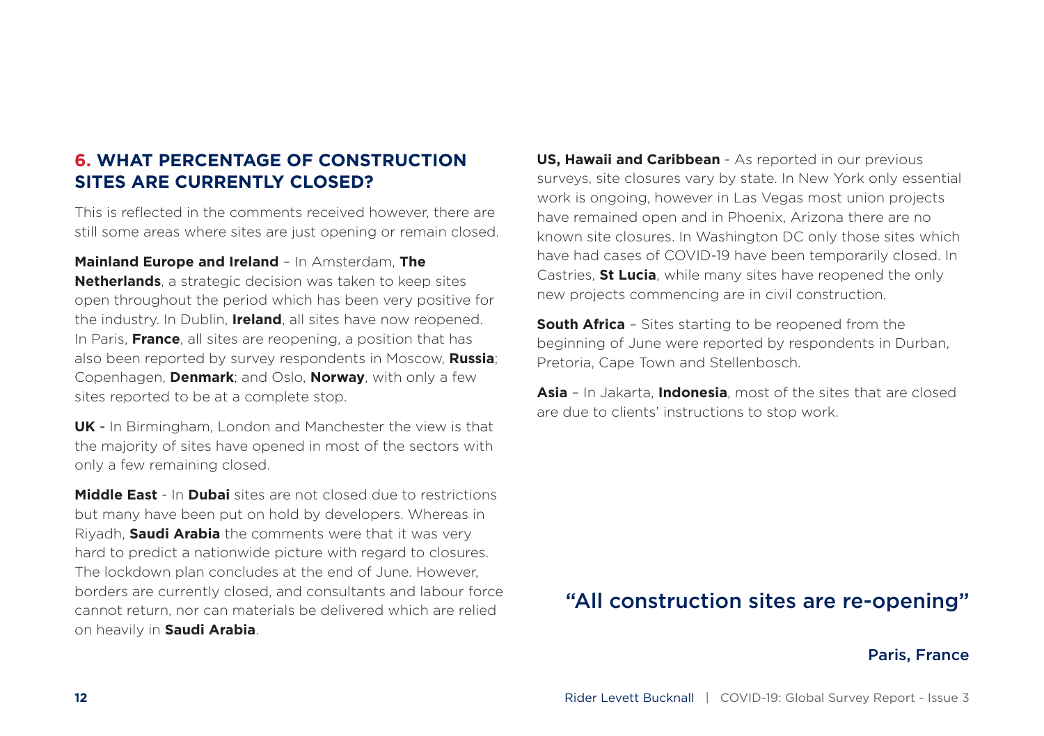## 6. WHAT PERCENTAGE OF CONSTRUCTION SITES ARE CURRENTLY CLOSED?

This is reflected in the comments received however, there are still some areas where sites are just opening or remain closed.

**Mainland Europe and Ireland** – In Amsterdam, **The Netherlands**, a strategic decision was taken to keep sites open throughout the period which has been very positive for the industry. In Dublin, **Ireland**, all sites have now reopened. In Paris, **France**, all sites are reopening, a position that has also been reported by survey respondents in Moscow, **Russia**; Copenhagen, **Denmark**; and Oslo, **Norway**, with only a few sites reported to be at a complete stop.

**UK** - In Birmingham, London and Manchester the view is that the majority of sites have opened in most of the sectors with only a few remaining closed.

**Middle East** - In **Dubai** sites are not closed due to restrictions but many have been put on hold by developers. Whereas in Riyadh, **Saudi Arabia** the comments were that it was very hard to predict a nationwide picture with regard to closures. The lockdown plan concludes at the end of June. However, borders are currently closed, and consultants and labour force cannot return, nor can materials be delivered which are relied on heavily in **Saudi Arabia**.

**US, Hawaii and Caribbean** - As reported in our previous surveys, site closures vary by state. In New York only essential work is ongoing, however in Las Vegas most union projects have remained open and in Phoenix, Arizona there are no known site closures. In Washington DC only those sites which have had cases of COVID-19 have been temporarily closed. In Castries, **St Lucia**, while many sites have reopened the only new projects commencing are in civil construction.

**South Africa** – Sites starting to be reopened from the beginning of June were reported by respondents in Durban, Pretoria, Cape Town and Stellenbosch.

**Asia** – In Jakarta, **Indonesia**, most of the sites that are closed are due to clients' instructions to stop work.

> "All construction sites are re-opening"
>
> Paris, France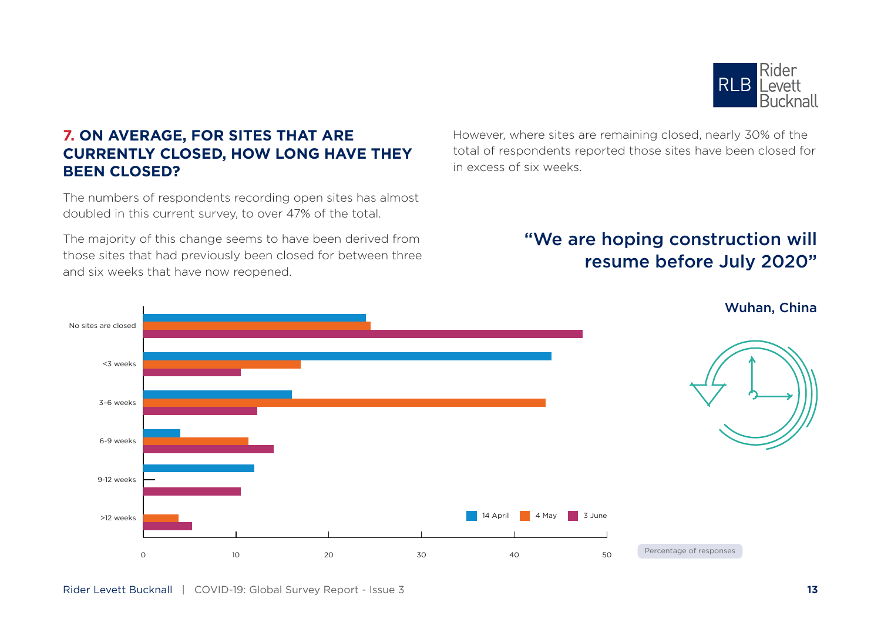## 7. ON AVERAGE, FOR SITES THAT ARE CURRENTLY CLOSED, HOW LONG HAVE THEY BEEN CLOSED?

The numbers of respondents recording open sites has almost doubled in this current survey, to over 47% of the total.

The majority of this change seems to have been derived from those sites that had previously been closed for between three and six weeks that have now reopened.

However, where sites are remaining closed, nearly 30% of the total of respondents reported those sites have been closed for in excess of six weeks.

> **"We are hoping construction will resume before July 2020"**
>
> **Wuhan, China**

No sites are closed

<3 weeks

3–6 weeks

6-9 weeks

9-12 weeks

>12 weeks

0 10 20 30 40 50

14 April | 4 May | 3 June

Percentage of responses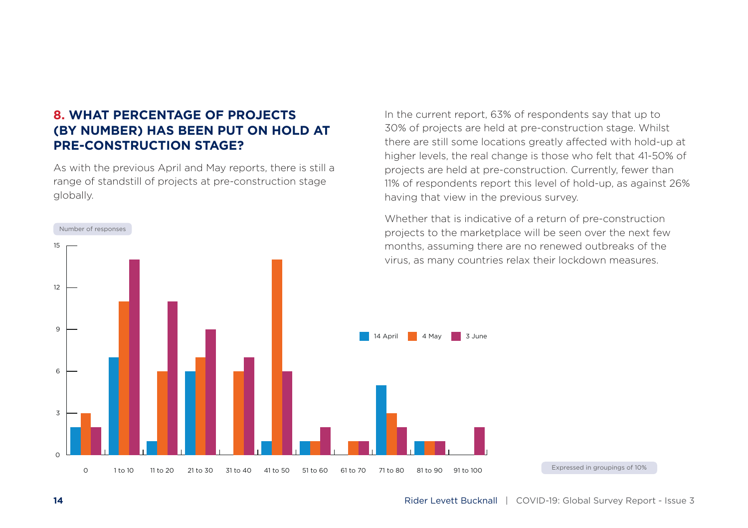## 8. WHAT PERCENTAGE OF PROJECTS (BY NUMBER) HAS BEEN PUT ON HOLD AT PRE-CONSTRUCTION STAGE?

As with the previous April and May reports, there is still a range of standstill of projects at pre-construction stage globally.

In the current report, 63% of respondents say that up to 30% of projects are held at pre-construction stage. Whilst there are still some locations greatly affected with hold-up at higher levels, the real change is those who felt that 41-50% of projects are held at pre-construction. Currently, fewer than 11% of respondents report this level of hold-up, as against 26% having that view in the previous survey.

Whether that is indicative of a return of pre-construction projects to the marketplace will be seen over the next few months, assuming there are no renewed outbreaks of the virus, as many countries relax their lockdown measures.

Number of responses

| Percentage | 14 April | 4 May | 3 June |
|---|---|---|---|
| 0 | 2 | 3 | 2 |
| 1 to 10 | 7 | 11 | 14 |
| 11 to 20 | 1 | 6 | 11 |
| 21 to 30 | 6 | 7 | 9 |
| 31 to 40 | 0 | 6 | 7 |
| 41 to 50 | 1 | 14 | 6 |
| 51 to 60 | 1 | 1 | 2 |
| 61 to 70 | 0 | 1 | 1 |
| 71 to 80 | 5 | 3 | 2 |
| 81 to 90 | 1 | 1 | 1 |
| 91 to 100 | 0 | 0 | 2 |

Expressed in groupings of 10%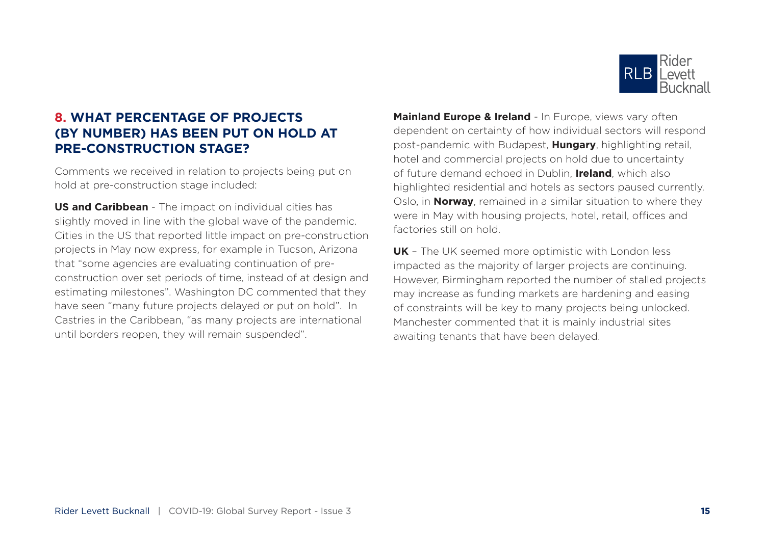## 8. WHAT PERCENTAGE OF PROJECTS (BY NUMBER) HAS BEEN PUT ON HOLD AT PRE-CONSTRUCTION STAGE?

Comments we received in relation to projects being put on hold at pre-construction stage included:

**US and Caribbean** - The impact on individual cities has slightly moved in line with the global wave of the pandemic. Cities in the US that reported little impact on pre-construction projects in May now express, for example in Tucson, Arizona that "some agencies are evaluating continuation of pre-construction over set periods of time, instead of at design and estimating milestones". Washington DC commented that they have seen "many future projects delayed or put on hold". In Castries in the Caribbean, "as many projects are international until borders reopen, they will remain suspended".

**Mainland Europe & Ireland** - In Europe, views vary often dependent on certainty of how individual sectors will respond post-pandemic with Budapest, **Hungary**, highlighting retail, hotel and commercial projects on hold due to uncertainty of future demand echoed in Dublin, **Ireland**, which also highlighted residential and hotels as sectors paused currently. Oslo, in **Norway**, remained in a similar situation to where they were in May with housing projects, hotel, retail, offices and factories still on hold.

**UK** – The UK seemed more optimistic with London less impacted as the majority of larger projects are continuing. However, Birmingham reported the number of stalled projects may increase as funding markets are hardening and easing of constraints will be key to many projects being unlocked. Manchester commented that it is mainly industrial sites awaiting tenants that have been delayed.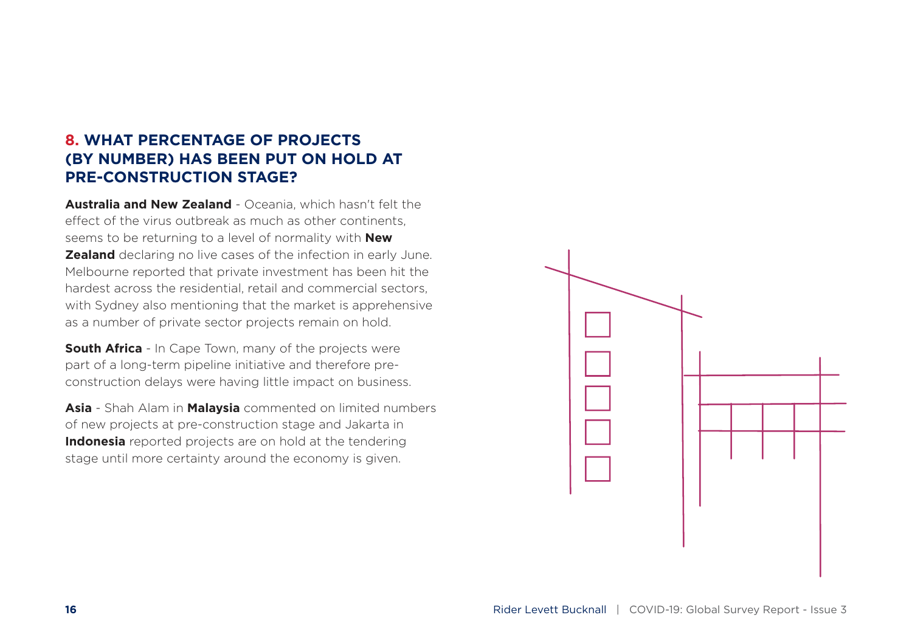## 8. WHAT PERCENTAGE OF PROJECTS (BY NUMBER) HAS BEEN PUT ON HOLD AT PRE-CONSTRUCTION STAGE?

**Australia and New Zealand** - Oceania, which hasn't felt the effect of the virus outbreak as much as other continents, seems to be returning to a level of normality with **New Zealand** declaring no live cases of the infection in early June. Melbourne reported that private investment has been hit the hardest across the residential, retail and commercial sectors, with Sydney also mentioning that the market is apprehensive as a number of private sector projects remain on hold.

**South Africa** - In Cape Town, many of the projects were part of a long-term pipeline initiative and therefore pre-construction delays were having little impact on business.

**Asia** - Shah Alam in **Malaysia** commented on limited numbers of new projects at pre-construction stage and Jakarta in **Indonesia** reported projects are on hold at the tendering stage until more certainty around the economy is given.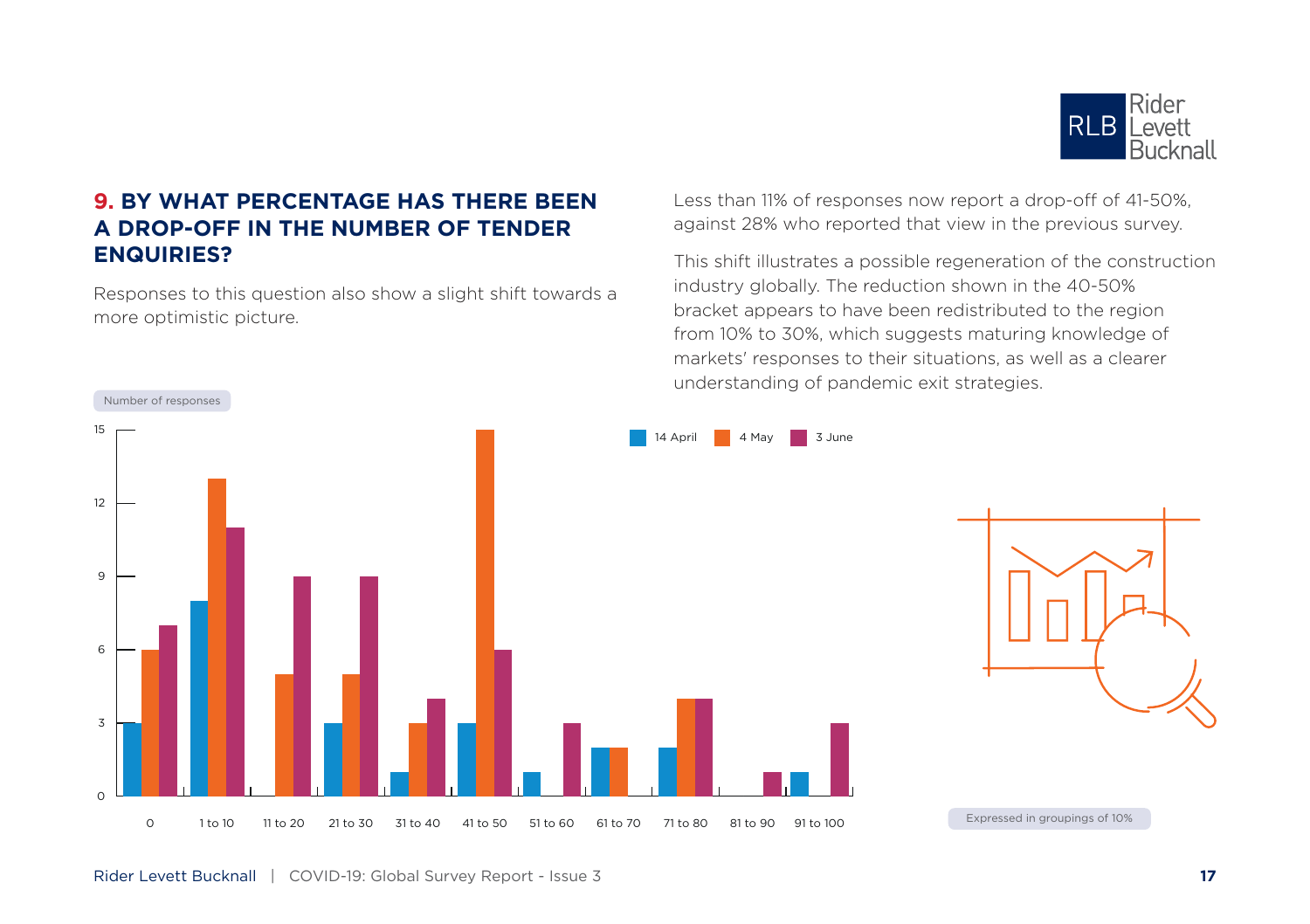## 9. BY WHAT PERCENTAGE HAS THERE BEEN A DROP-OFF IN THE NUMBER OF TENDER ENQUIRIES?

Responses to this question also show a slight shift towards a more optimistic picture.

Less than 11% of responses now report a drop-off of 41-50%, against 28% who reported that view in the previous survey.

This shift illustrates a possible regeneration of the construction industry globally. The reduction shown in the 40-50% bracket appears to have been redistributed to the region from 10% to 30%, which suggests maturing knowledge of markets' responses to their situations, as well as a clearer understanding of pandemic exit strategies.

Number of responses

| Drop-off | 14 April | 4 May | 3 June |
|---|---|---|---|
| 0 | 3 | 6 | 7 |
| 1 to 10 | 8 | 13 | 11 |
| 11 to 20 | 0 | 5 | 9 |
| 21 to 30 | 3 | 5 | 9 |
| 31 to 40 | 1 | 3 | 4 |
| 41 to 50 | 3 | 15 | 6 |
| 51 to 60 | 1 | 0 | 3 |
| 61 to 70 | 2 | 2 | 0 |
| 71 to 80 | 2 | 4 | 4 |
| 81 to 90 | 0 | 0 | 1 |
| 91 to 100 | 1 | 0 | 3 |

Expressed in groupings of 10%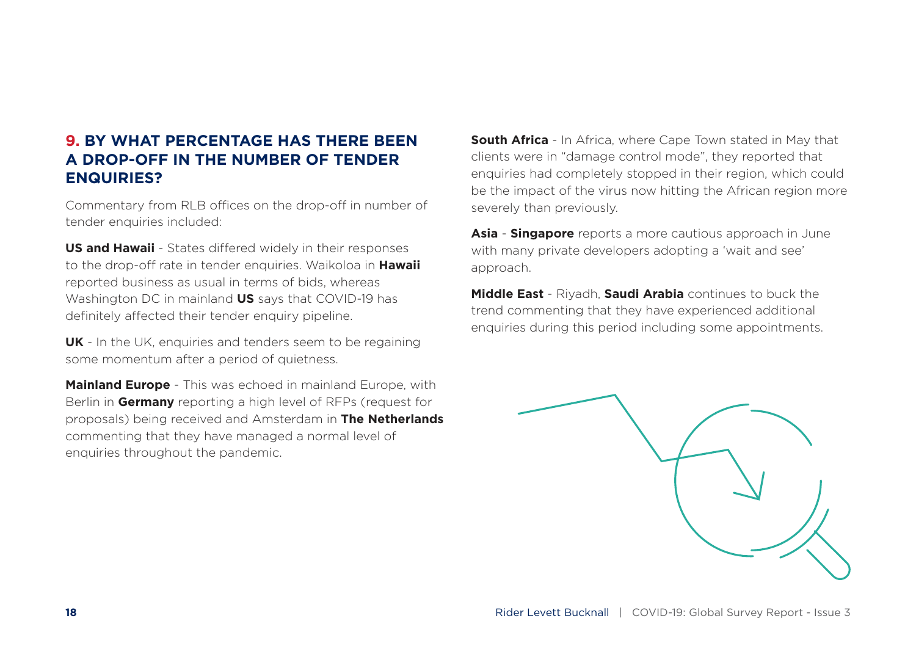## 9. BY WHAT PERCENTAGE HAS THERE BEEN A DROP-OFF IN THE NUMBER OF TENDER ENQUIRIES?

Commentary from RLB offices on the drop-off in number of tender enquiries included:

**US and Hawaii** - States differed widely in their responses to the drop-off rate in tender enquiries. Waikoloa in **Hawaii** reported business as usual in terms of bids, whereas Washington DC in mainland **US** says that COVID-19 has definitely affected their tender enquiry pipeline.

**UK** - In the UK, enquiries and tenders seem to be regaining some momentum after a period of quietness.

**Mainland Europe** - This was echoed in mainland Europe, with Berlin in **Germany** reporting a high level of RFPs (request for proposals) being received and Amsterdam in **The Netherlands** commenting that they have managed a normal level of enquiries throughout the pandemic.

**South Africa** - In Africa, where Cape Town stated in May that clients were in "damage control mode", they reported that enquiries had completely stopped in their region, which could be the impact of the virus now hitting the African region more severely than previously.

**Asia** - **Singapore** reports a more cautious approach in June with many private developers adopting a 'wait and see' approach.

**Middle East** - Riyadh, **Saudi Arabia** continues to buck the trend commenting that they have experienced additional enquiries during this period including some appointments.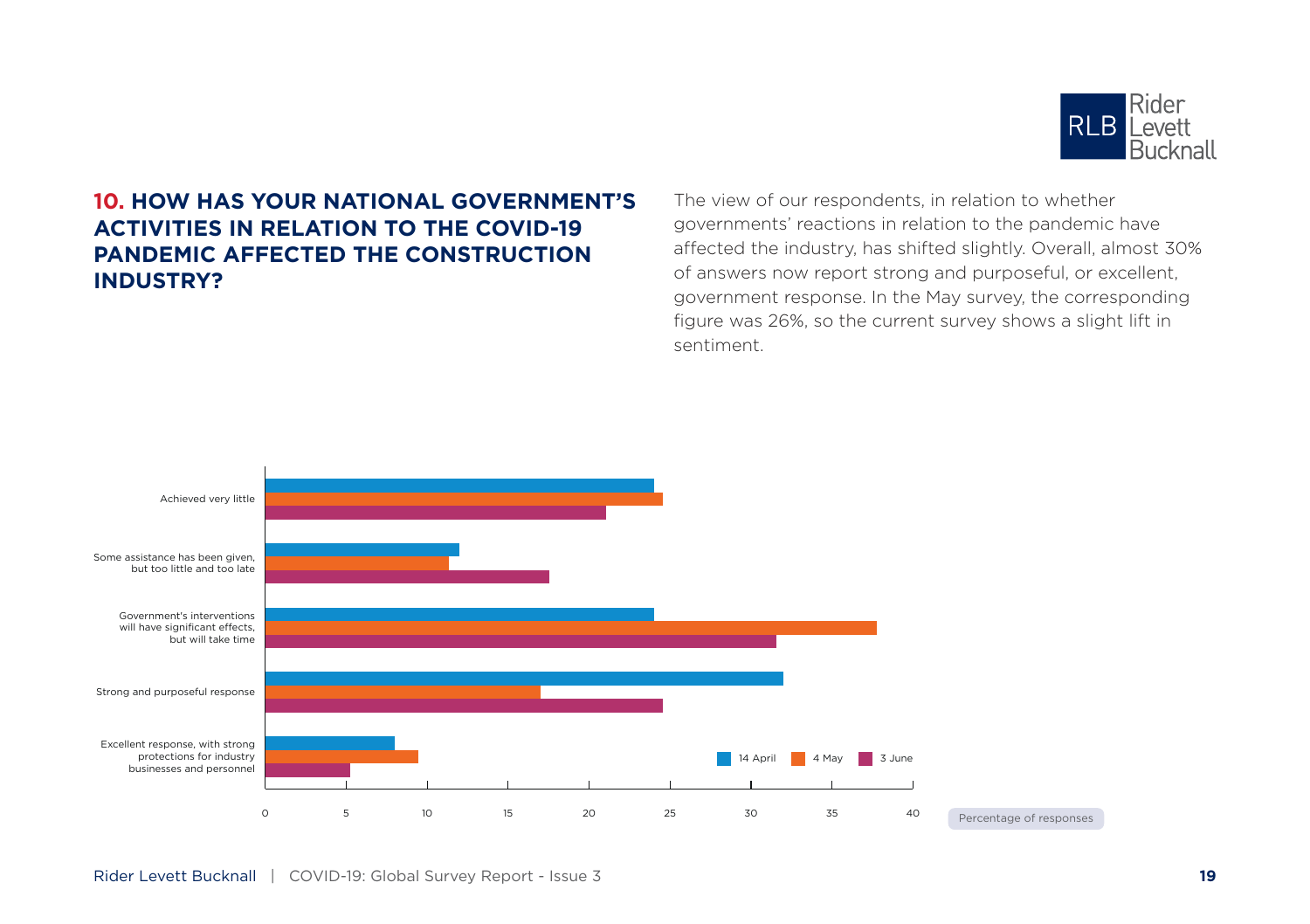## 10. HOW HAS YOUR NATIONAL GOVERNMENT'S ACTIVITIES IN RELATION TO THE COVID-19 PANDEMIC AFFECTED THE CONSTRUCTION INDUSTRY?

The view of our respondents, in relation to whether governments' reactions in relation to the pandemic have affected the industry, has shifted slightly. Overall, almost 30% of answers now report strong and purposeful, or excellent, government response. In the May survey, the corresponding figure was 26%, so the current survey shows a slight lift in sentiment.

Achieved very little

Some assistance has been given, but too little and too late

Government's interventions will have significant effects, but will take time

Strong and purposeful response

Excellent response, with strong protections for industry businesses and personnel

0 5 10 15 20 25 30 35 40

14 April 4 May 3 June

Percentage of responses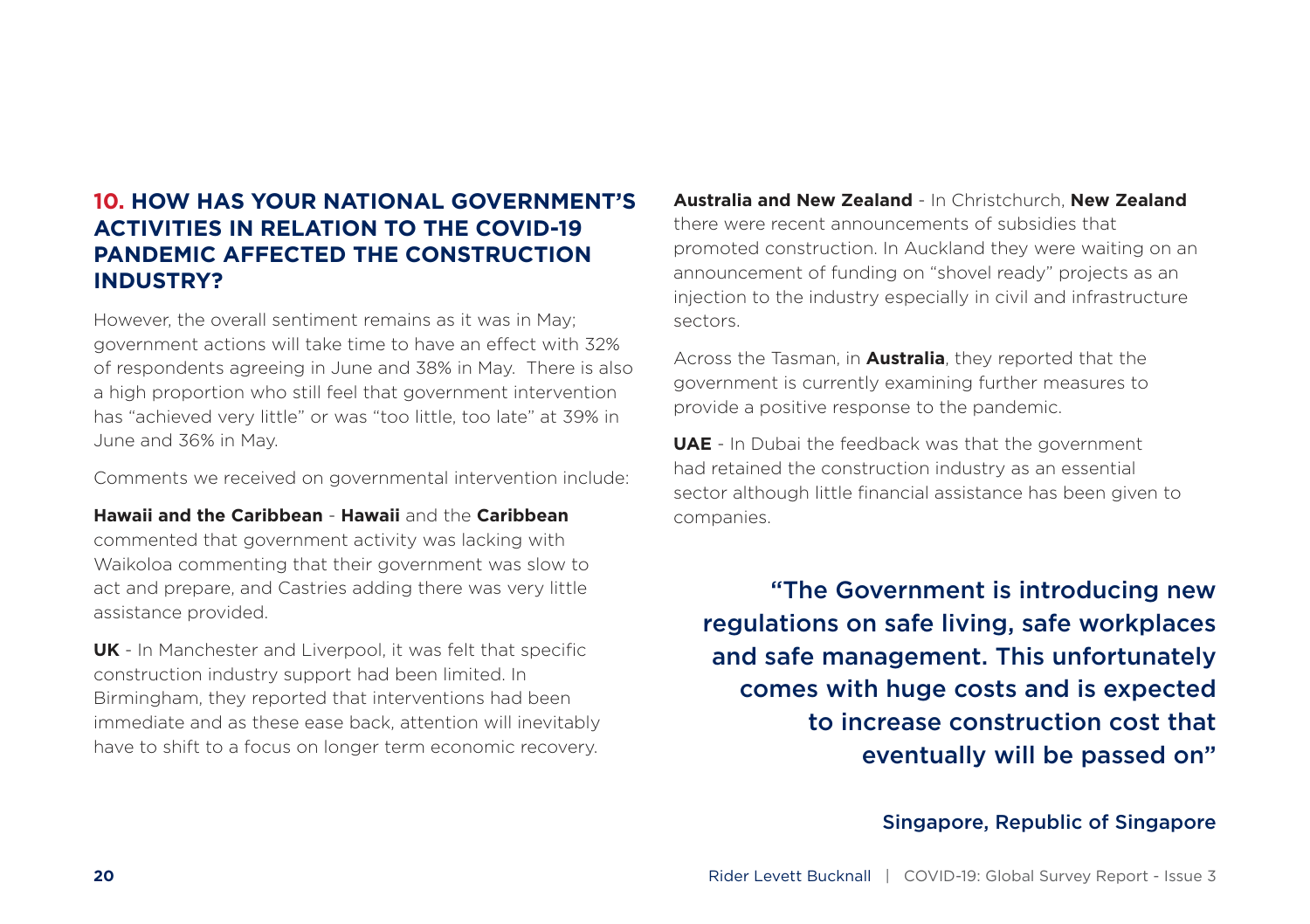## 10. HOW HAS YOUR NATIONAL GOVERNMENT'S ACTIVITIES IN RELATION TO THE COVID-19 PANDEMIC AFFECTED THE CONSTRUCTION INDUSTRY?

However, the overall sentiment remains as it was in May; government actions will take time to have an effect with 32% of respondents agreeing in June and 38% in May. There is also a high proportion who still feel that government intervention has "achieved very little" or was "too little, too late" at 39% in June and 36% in May.

Comments we received on governmental intervention include:

**Hawaii and the Caribbean** - **Hawaii** and the **Caribbean** commented that government activity was lacking with Waikoloa commenting that their government was slow to act and prepare, and Castries adding there was very little assistance provided.

**UK** - In Manchester and Liverpool, it was felt that specific construction industry support had been limited. In Birmingham, they reported that interventions had been immediate and as these ease back, attention will inevitably have to shift to a focus on longer term economic recovery.

**Australia and New Zealand** - In Christchurch, **New Zealand** there were recent announcements of subsidies that promoted construction. In Auckland they were waiting on an announcement of funding on "shovel ready" projects as an injection to the industry especially in civil and infrastructure sectors.

Across the Tasman, in **Australia**, they reported that the government is currently examining further measures to provide a positive response to the pandemic.

**UAE** - In Dubai the feedback was that the government had retained the construction industry as an essential sector although little financial assistance has been given to companies.

> **"The Government is introducing new regulations on safe living, safe workplaces and safe management. This unfortunately comes with huge costs and is expected to increase construction cost that eventually will be passed on"**
>
> Singapore, Republic of Singapore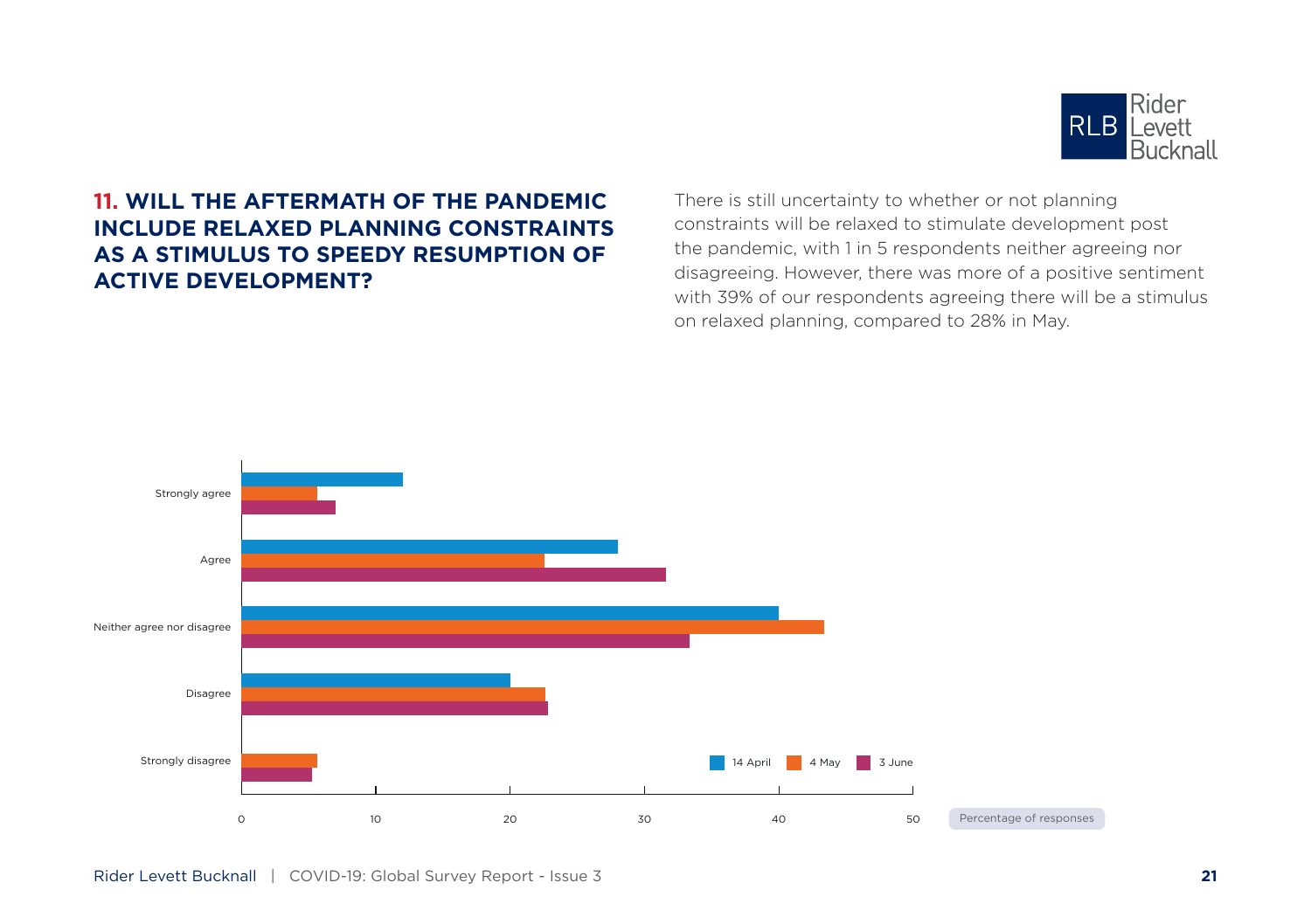## 11. WILL THE AFTERMATH OF THE PANDEMIC INCLUDE RELAXED PLANNING CONSTRAINTS AS A STIMULUS TO SPEEDY RESUMPTION OF ACTIVE DEVELOPMENT?

There is still uncertainty to whether or not planning constraints will be relaxed to stimulate development post the pandemic, with 1 in 5 respondents neither agreeing nor disagreeing. However, there was more of a positive sentiment with 39% of our respondents agreeing there will be a stimulus on relaxed planning, compared to 28% in May.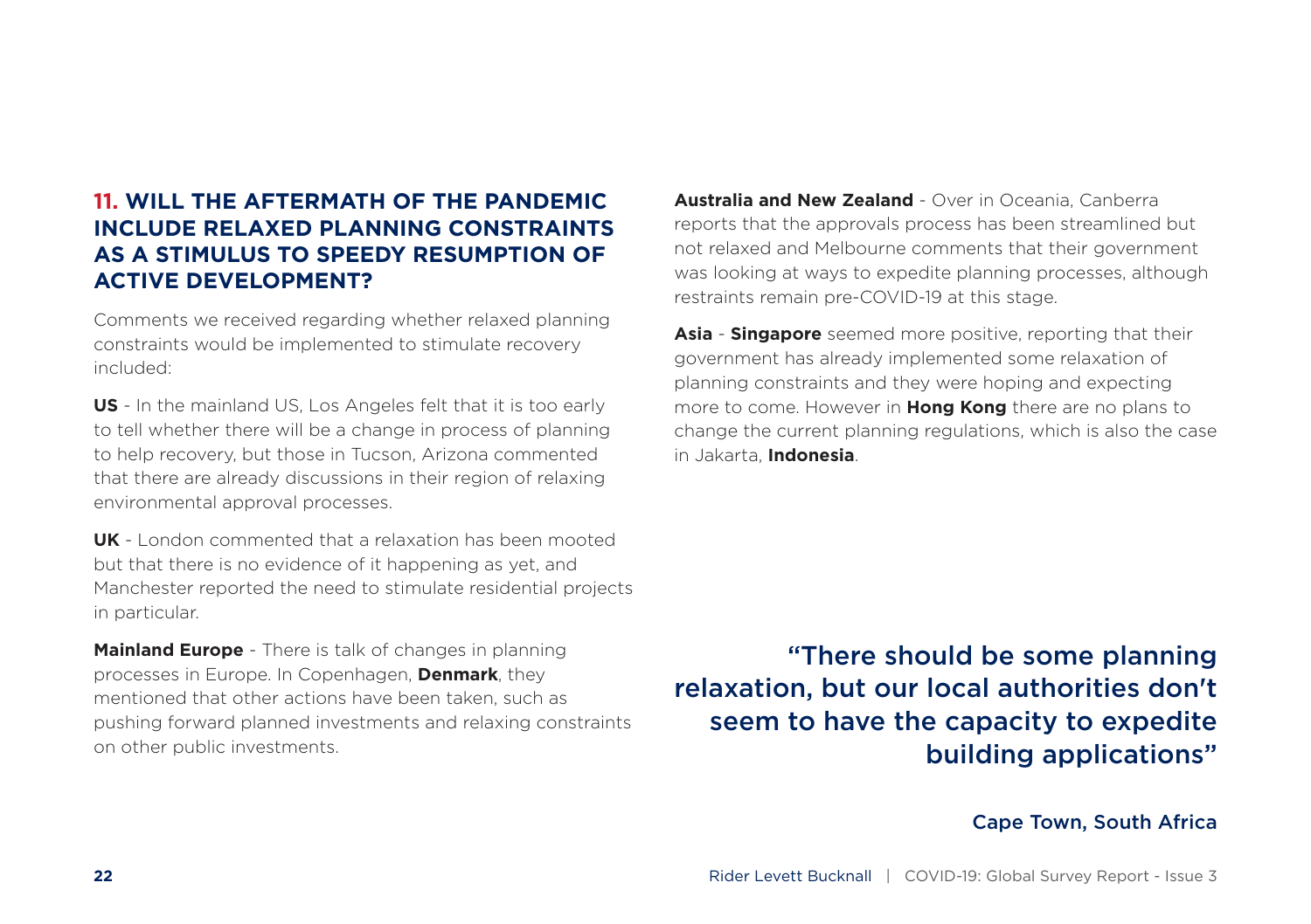## 11. WILL THE AFTERMATH OF THE PANDEMIC INCLUDE RELAXED PLANNING CONSTRAINTS AS A STIMULUS TO SPEEDY RESUMPTION OF ACTIVE DEVELOPMENT?

Comments we received regarding whether relaxed planning constraints would be implemented to stimulate recovery included:

**US** - In the mainland US, Los Angeles felt that it is too early to tell whether there will be a change in process of planning to help recovery, but those in Tucson, Arizona commented that there are already discussions in their region of relaxing environmental approval processes.

**UK** - London commented that a relaxation has been mooted but that there is no evidence of it happening as yet, and Manchester reported the need to stimulate residential projects in particular.

**Mainland Europe** - There is talk of changes in planning processes in Europe. In Copenhagen, **Denmark**, they mentioned that other actions have been taken, such as pushing forward planned investments and relaxing constraints on other public investments.

**Australia and New Zealand** - Over in Oceania, Canberra reports that the approvals process has been streamlined but not relaxed and Melbourne comments that their government was looking at ways to expedite planning processes, although restraints remain pre-COVID-19 at this stage.

**Asia** - **Singapore** seemed more positive, reporting that their government has already implemented some relaxation of planning constraints and they were hoping and expecting more to come. However in **Hong Kong** there are no plans to change the current planning regulations, which is also the case in Jakarta, **Indonesia**.

> "There should be some planning relaxation, but our local authorities don't seem to have the capacity to expedite building applications"
>
> Cape Town, South Africa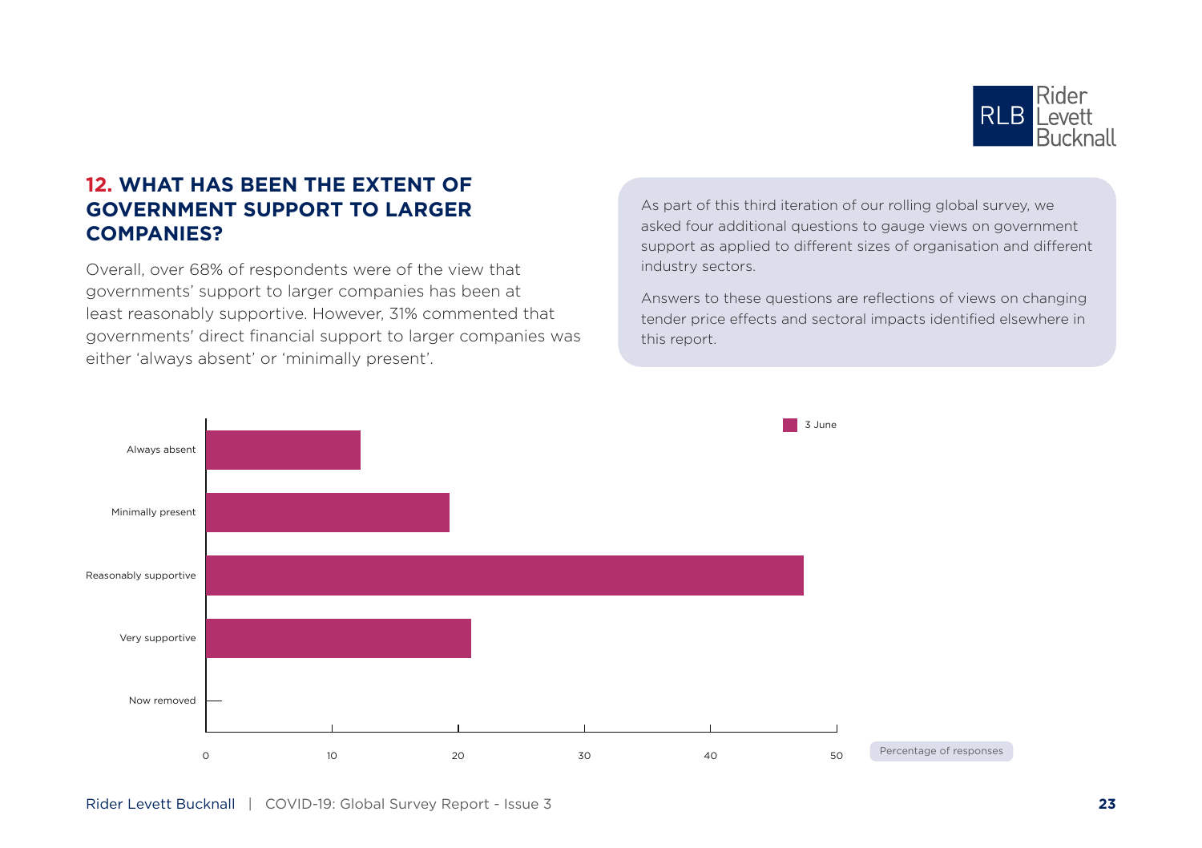## 12. WHAT HAS BEEN THE EXTENT OF GOVERNMENT SUPPORT TO LARGER COMPANIES?

Overall, over 68% of respondents were of the view that governments' support to larger companies has been at least reasonably supportive. However, 31% commented that governments' direct financial support to larger companies was either 'always absent' or 'minimally present'.

As part of this third iteration of our rolling global survey, we asked four additional questions to gauge views on government support as applied to different sizes of organisation and different industry sectors.

Answers to these questions are reflections of views on changing tender price effects and sectoral impacts identified elsewhere in this report.

3 June

Always absent

Minimally present

Reasonably supportive

Very supportive

Now removed

0 10 20 30 40 50

Percentage of responses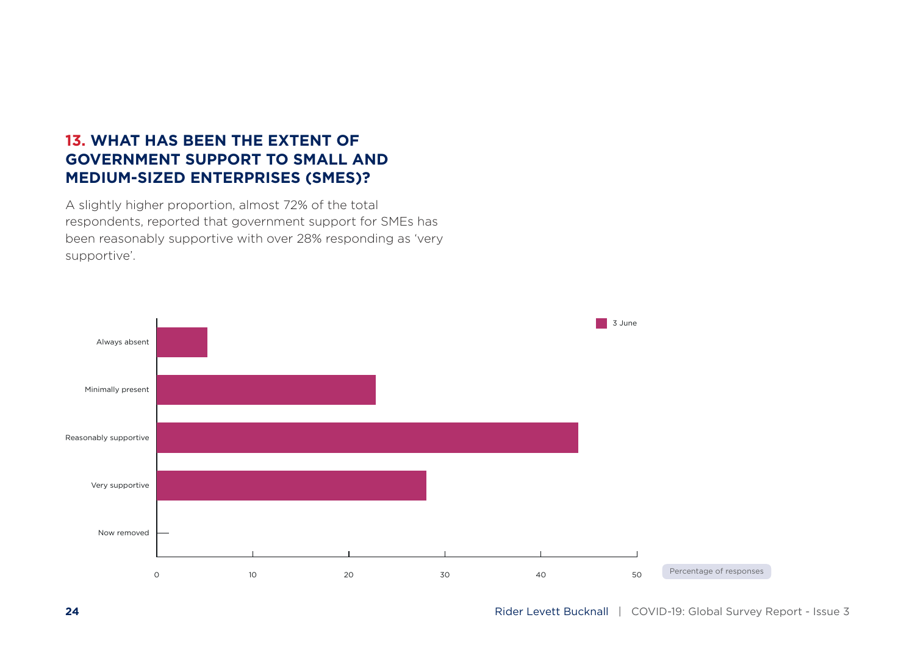## 13. WHAT HAS BEEN THE EXTENT OF GOVERNMENT SUPPORT TO SMALL AND MEDIUM-SIZED ENTERPRISES (SMES)?

A slightly higher proportion, almost 72% of the total respondents, reported that government support for SMEs has been reasonably supportive with over 28% responding as 'very supportive'.

3 June

Always absent

Minimally present

Reasonably supportive

Very supportive

Now removed

0 10 20 30 40 50

Percentage of responses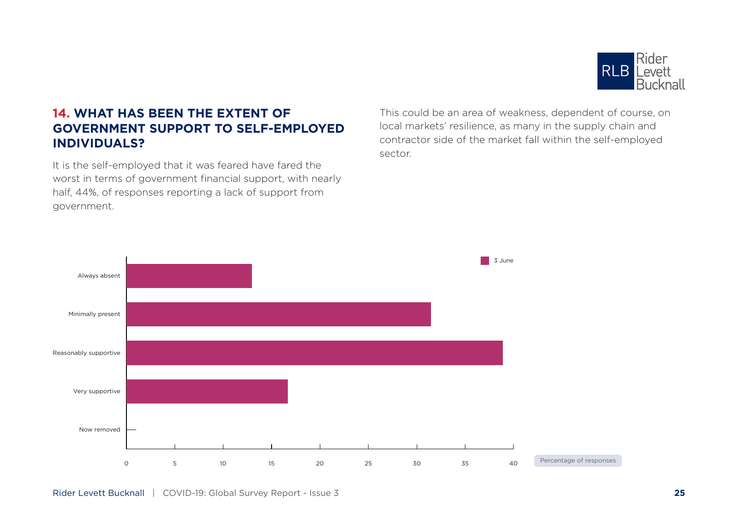## 14. WHAT HAS BEEN THE EXTENT OF GOVERNMENT SUPPORT TO SELF-EMPLOYED INDIVIDUALS?

It is the self-employed that it was feared have fared the worst in terms of government financial support, with nearly half, 44%, of responses reporting a lack of support from government.

This could be an area of weakness, dependent of course, on local markets' resilience, as many in the supply chain and contractor side of the market fall within the self-employed sector.

3 June

Always absent

Minimally present

Reasonably supportive

Very supportive

Now removed

0 5 10 15 20 25 30 35 40

Percentage of responses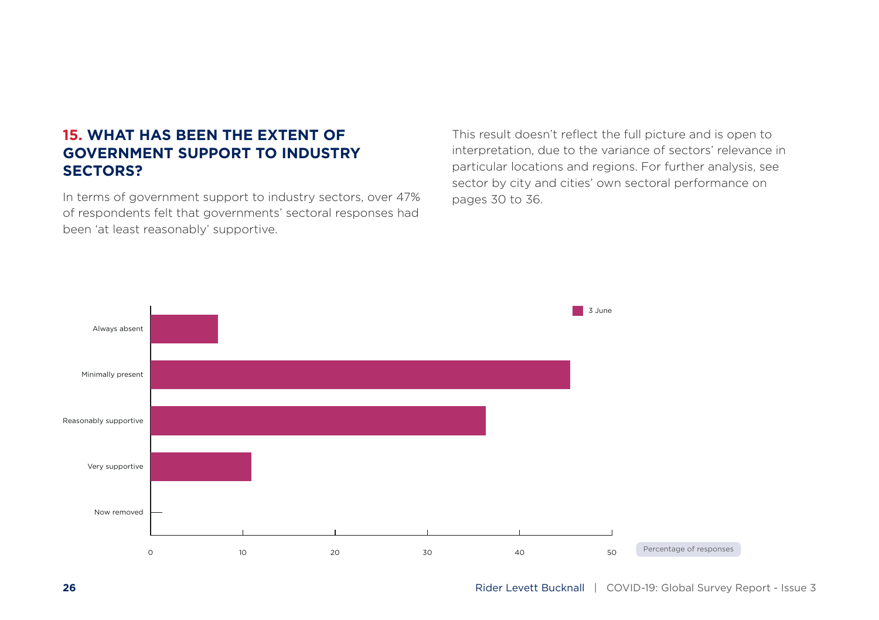## 15. WHAT HAS BEEN THE EXTENT OF GOVERNMENT SUPPORT TO INDUSTRY SECTORS?

In terms of government support to industry sectors, over 47% of respondents felt that governments' sectoral responses had been 'at least reasonably' supportive.

This result doesn't reflect the full picture and is open to interpretation, due to the variance of sectors' relevance in particular locations and regions. For further analysis, see sector by city and cities' own sectoral performance on pages 30 to 36.

3 June

Always absent

Minimally present

Reasonably supportive

Very supportive

Now removed

0 10 20 30 40 50

Percentage of responses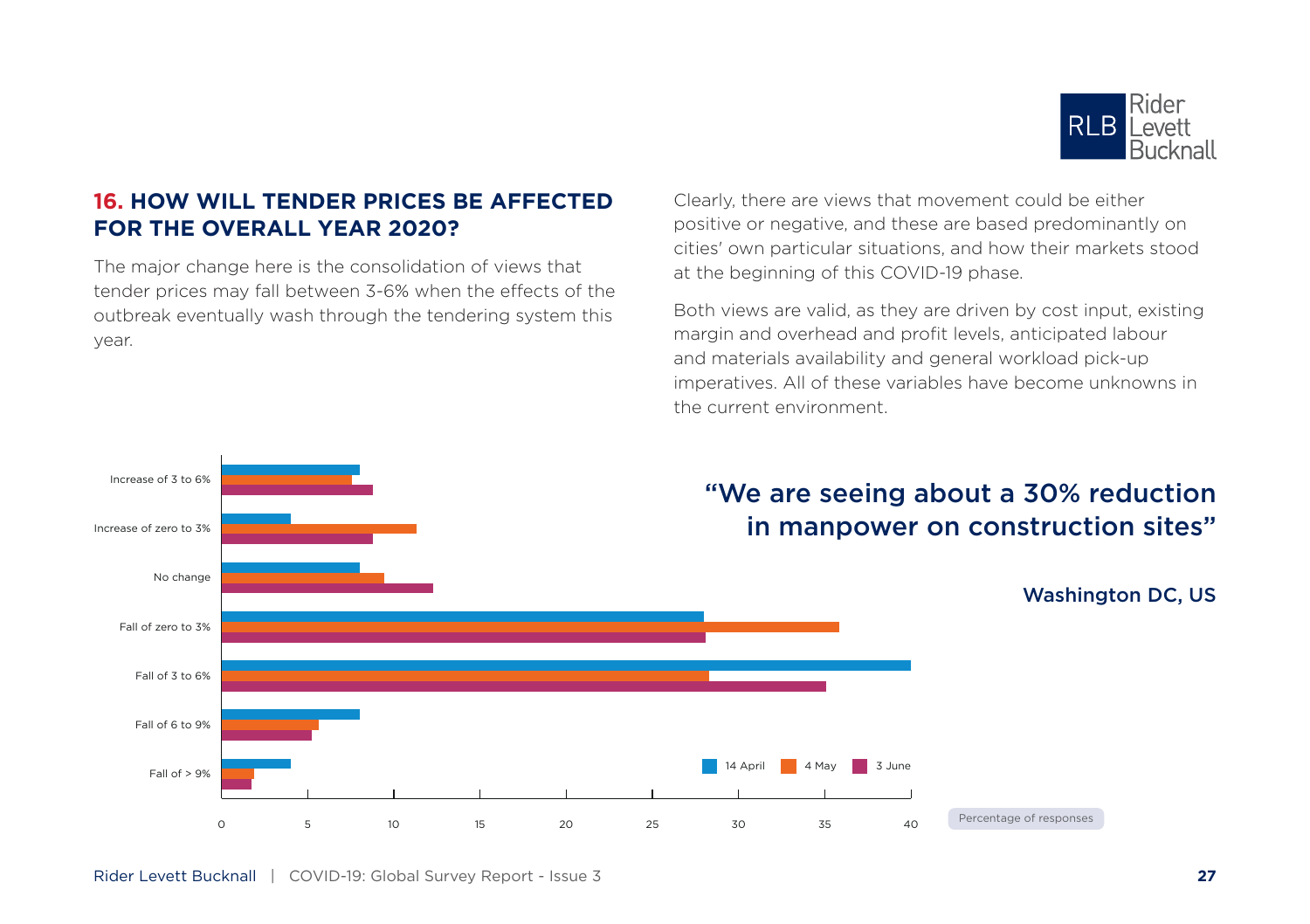## 16. HOW WILL TENDER PRICES BE AFFECTED FOR THE OVERALL YEAR 2020?

The major change here is the consolidation of views that tender prices may fall between 3-6% when the effects of the outbreak eventually wash through the tendering system this year.

Clearly, there are views that movement could be either positive or negative, and these are based predominantly on cities' own particular situations, and how their markets stood at the beginning of this COVID-19 phase.

Both views are valid, as they are driven by cost input, existing margin and overhead and profit levels, anticipated labour and materials availability and general workload pick-up imperatives. All of these variables have become unknowns in the current environment.

| Response | 14 April | 4 May | 3 June |
|---|---|---|---|
| Increase of 3 to 6% | 8 | 7.6 | 8.8 |
| Increase of zero to 3% | 4 | 11.3 | 8.8 |
| No change | 8 | 9.4 | 12.3 |
| Fall of zero to 3% | 28 | 35.8 | 28.1 |
| Fall of 3 to 6% | 40 | 28.3 | 35.1 |
| Fall of 6 to 9% | 8 | 5.7 | 5.3 |
| Fall of > 9% | 4 | 1.9 | 1.8 |

Percentage of responses

> "We are seeing about a 30% reduction in manpower on construction sites"
>
> Washington DC, US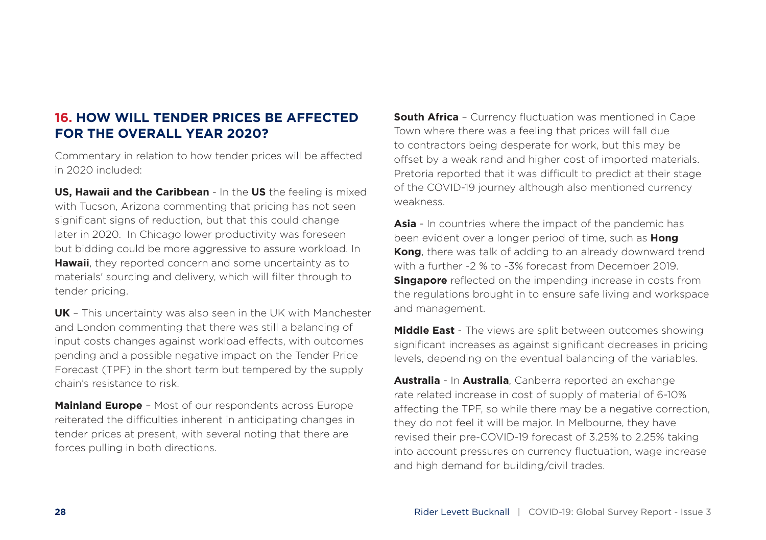## 16. HOW WILL TENDER PRICES BE AFFECTED FOR THE OVERALL YEAR 2020?

Commentary in relation to how tender prices will be affected in 2020 included:

**US, Hawaii and the Caribbean** - In the **US** the feeling is mixed with Tucson, Arizona commenting that pricing has not seen significant signs of reduction, but that this could change later in 2020. In Chicago lower productivity was foreseen but bidding could be more aggressive to assure workload. In **Hawaii**, they reported concern and some uncertainty as to materials' sourcing and delivery, which will filter through to tender pricing.

**UK** – This uncertainty was also seen in the UK with Manchester and London commenting that there was still a balancing of input costs changes against workload effects, with outcomes pending and a possible negative impact on the Tender Price Forecast (TPF) in the short term but tempered by the supply chain's resistance to risk.

**Mainland Europe** – Most of our respondents across Europe reiterated the difficulties inherent in anticipating changes in tender prices at present, with several noting that there are forces pulling in both directions.

**South Africa** – Currency fluctuation was mentioned in Cape Town where there was a feeling that prices will fall due to contractors being desperate for work, but this may be offset by a weak rand and higher cost of imported materials. Pretoria reported that it was difficult to predict at their stage of the COVID-19 journey although also mentioned currency weakness.

**Asia** - In countries where the impact of the pandemic has been evident over a longer period of time, such as **Hong Kong**, there was talk of adding to an already downward trend with a further -2 % to -3% forecast from December 2019. **Singapore** reflected on the impending increase in costs from the regulations brought in to ensure safe living and workspace and management.

**Middle East** - The views are split between outcomes showing significant increases as against significant decreases in pricing levels, depending on the eventual balancing of the variables.

**Australia** - In **Australia**, Canberra reported an exchange rate related increase in cost of supply of material of 6-10% affecting the TPF, so while there may be a negative correction, they do not feel it will be major. In Melbourne, they have revised their pre-COVID-19 forecast of 3.25% to 2.25% taking into account pressures on currency fluctuation, wage increase and high demand for building/civil trades.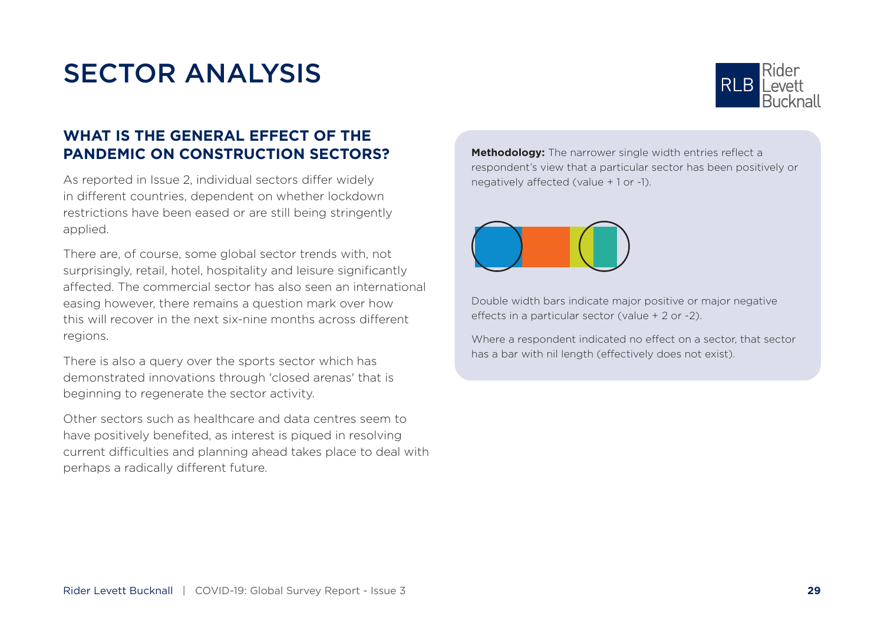# SECTOR ANALYSIS

## WHAT IS THE GENERAL EFFECT OF THE PANDEMIC ON CONSTRUCTION SECTORS?

As reported in Issue 2, individual sectors differ widely in different countries, dependent on whether lockdown restrictions have been eased or are still being stringently applied.

There are, of course, some global sector trends with, not surprisingly, retail, hotel, hospitality and leisure significantly affected. The commercial sector has also seen an international easing however, there remains a question mark over how this will recover in the next six-nine months across different regions.

There is also a query over the sports sector which has demonstrated innovations through 'closed arenas' that is beginning to regenerate the sector activity.

Other sectors such as healthcare and data centres seem to have positively benefited, as interest is piqued in resolving current difficulties and planning ahead takes place to deal with perhaps a radically different future.

**Methodology:** The narrower single width entries reflect a respondent's view that a particular sector has been positively or negatively affected (value + 1 or -1).

Double width bars indicate major positive or major negative effects in a particular sector (value + 2 or -2).

Where a respondent indicated no effect on a sector, that sector has a bar with nil length (effectively does not exist).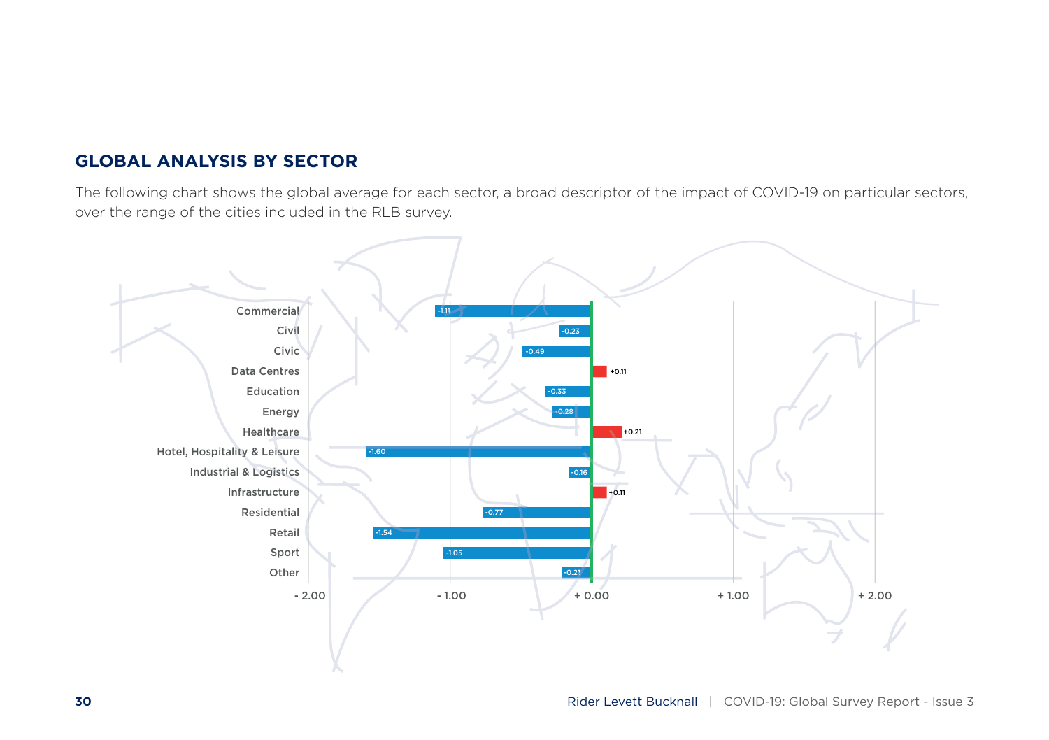## GLOBAL ANALYSIS BY SECTOR

The following chart shows the global average for each sector, a broad descriptor of the impact of COVID-19 on particular sectors, over the range of the cities included in the RLB survey.

| Sector | Value |
|---|---|
| Commercial | -1.11 |
| Civil | -0.23 |
| Civic | -0.49 |
| Data Centres | +0.11 |
| Education | -0.33 |
| Energy | -0.28 |
| Healthcare | +0.21 |
| Hotel, Hospitality & Leisure | -1.60 |
| Industrial & Logistics | -0.16 |
| Infrastructure | +0.11 |
| Residential | -0.77 |
| Retail | -1.54 |
| Sport | -1.05 |
| Other | -0.21 |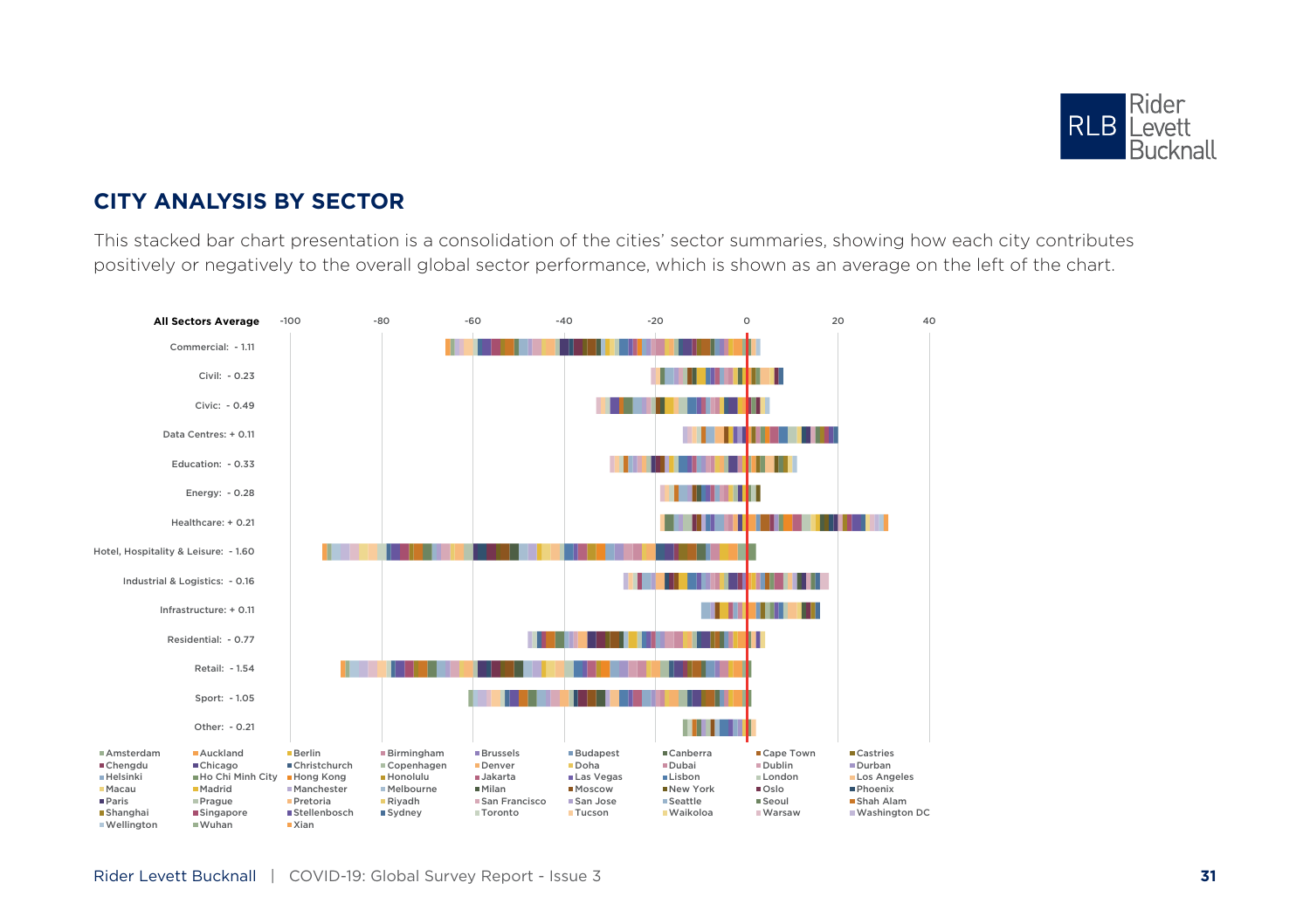## CITY ANALYSIS BY SECTOR

This stacked bar chart presentation is a consolidation of the cities' sector summaries, showing how each city contributes positively or negatively to the overall global sector performance, which is shown as an average on the left of the chart.

**All Sectors Average**

| Sector | Average |
|---|---|
| Commercial | - 1.11 |
| Civil | - 0.23 |
| Civic | - 0.49 |
| Data Centres | + 0.11 |
| Education | - 0.33 |
| Energy | - 0.28 |
| Healthcare | + 0.21 |
| Hotel, Hospitality & Leisure | - 1.60 |
| Industrial & Logistics | - 0.16 |
| Infrastructure | + 0.11 |
| Residential | - 0.77 |
| Retail | - 1.54 |
| Sport | - 1.05 |
| Other | - 0.21 |

Axis: -100, -80, -60, -40, -20, 0, 20, 40

Cities: Amsterdam, Auckland, Berlin, Birmingham, Brussels, Budapest, Canberra, Cape Town, Castries, Chengdu, Chicago, Christchurch, Copenhagen, Denver, Doha, Dubai, Dublin, Durban, Helsinki, Ho Chi Minh City, Hong Kong, Honolulu, Jakarta, Las Vegas, Lisbon, London, Los Angeles, Macau, Madrid, Manchester, Melbourne, Milan, Moscow, New York, Oslo, Phoenix, Paris, Prague, Pretoria, Riyadh, San Francisco, San Jose, Seattle, Seoul, Shah Alam, Shanghai, Singapore, Stellenbosch, Sydney, Toronto, Tucson, Waikoloa, Warsaw, Washington DC, Wellington, Wuhan, Xian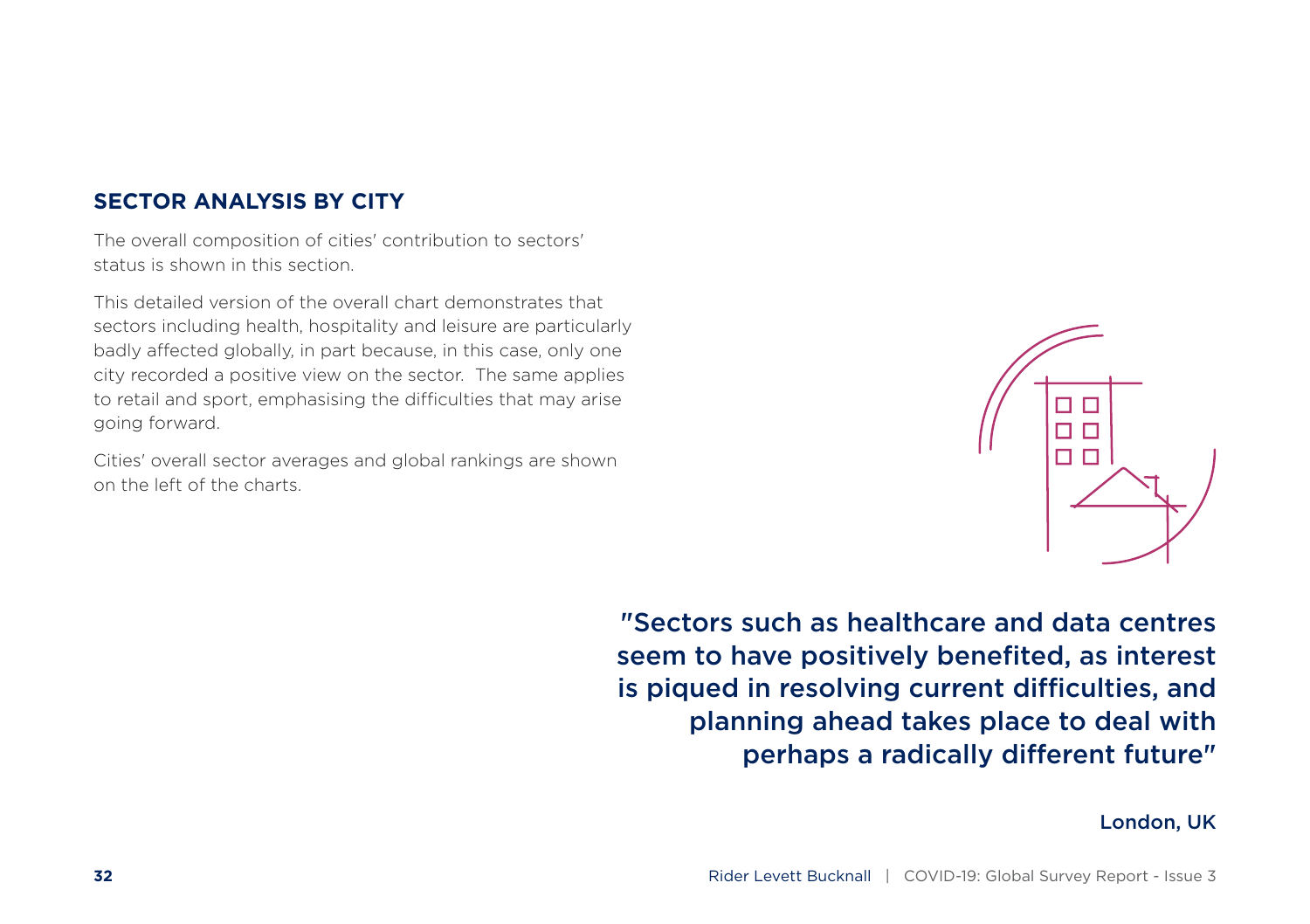## SECTOR ANALYSIS BY CITY

The overall composition of cities' contribution to sectors' status is shown in this section.

This detailed version of the overall chart demonstrates that sectors including health, hospitality and leisure are particularly badly affected globally, in part because, in this case, only one city recorded a positive view on the sector. The same applies to retail and sport, emphasising the difficulties that may arise going forward.

Cities' overall sector averages and global rankings are shown on the left of the charts.

"Sectors such as healthcare and data centres seem to have positively benefited, as interest is piqued in resolving current difficulties, and planning ahead takes place to deal with perhaps a radically different future"

London, UK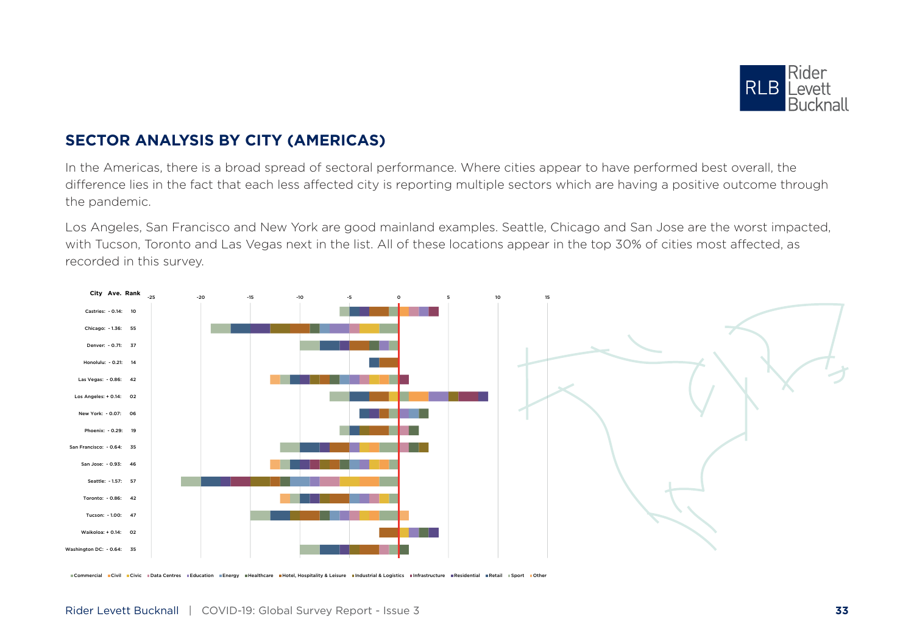## SECTOR ANALYSIS BY CITY (AMERICAS)

In the Americas, there is a broad spread of sectoral performance. Where cities appear to have performed best overall, the difference lies in the fact that each less affected city is reporting multiple sectors which are having a positive outcome through the pandemic.

Los Angeles, San Francisco and New York are good mainland examples. Seattle, Chicago and San Jose are the worst impacted, with Tucson, Toronto and Las Vegas next in the list. All of these locations appear in the top 30% of cities most affected, as recorded in this survey.

| City | Ave. | Rank |
|---|---|---|
| Castries: | - 0.14: | 10 |
| Chicago: | - 1.36: | 55 |
| Denver: | - 0.71: | 37 |
| Honolulu: | - 0.21: | 14 |
| Las Vegas: | - 0.86: | 42 |
| Los Angeles: | + 0.14: | 02 |
| New York: | - 0.07: | 06 |
| Phoenix: | - 0.29: | 19 |
| San Francisco: | - 0.64: | 35 |
| San Jose: | - 0.93: | 46 |
| Seattle: | - 1.57: | 57 |
| Toronto: | - 0.86: | 42 |
| Tucson: | - 1.00: | 47 |
| Waikoloa: | + 0.14: | 02 |
| Washington DC: | - 0.64: | 35 |

Commercial, Civil, Civic, Data Centres, Education, Energy, Healthcare, Hotel, Hospitality & Leisure, Industrial & Logistics, Infrastructure, Residential, Retail, Sport, Other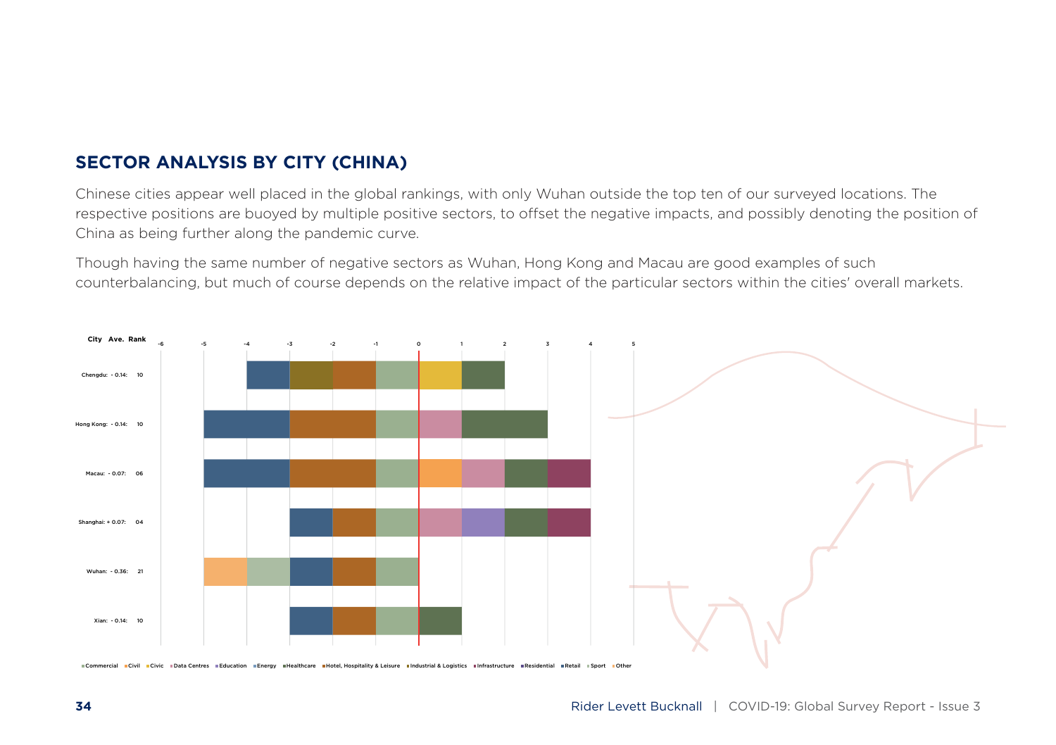## SECTOR ANALYSIS BY CITY (CHINA)

Chinese cities appear well placed in the global rankings, with only Wuhan outside the top ten of our surveyed locations. The respective positions are buoyed by multiple positive sectors, to offset the negative impacts, and possibly denoting the position of China as being further along the pandemic curve.

Though having the same number of negative sectors as Wuhan, Hong Kong and Macau are good examples of such counterbalancing, but much of course depends on the relative impact of the particular sectors within the cities' overall markets.

| City | Ave. | Rank |
|---|---|---|
| Chengdu | - 0.14 | 10 |
| Hong Kong | - 0.14 | 10 |
| Macau | - 0.07 | 06 |
| Shanghai | + 0.07 | 04 |
| Wuhan | - 0.36 | 21 |
| Xian | - 0.14 | 10 |

Commercial, Civil, Civic, Data Centres, Education, Energy, Healthcare, Hotel, Hospitality & Leisure, Industrial & Logistics, Infrastructure, Residential, Retail, Sport, Other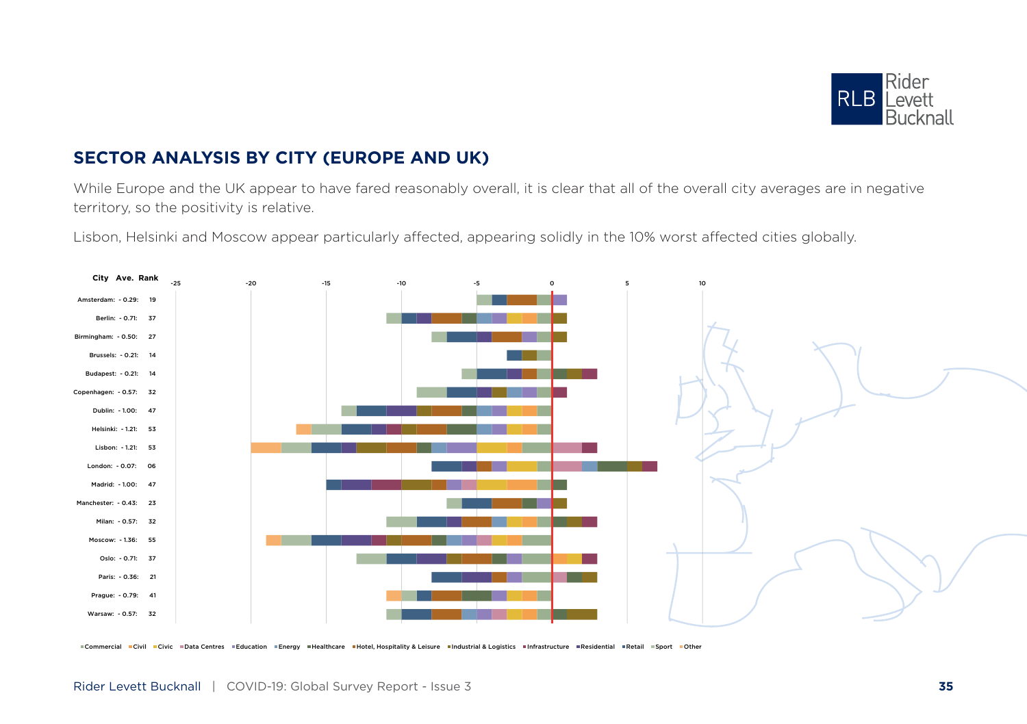## SECTOR ANALYSIS BY CITY (EUROPE AND UK)

While Europe and the UK appear to have fared reasonably overall, it is clear that all of the overall city averages are in negative territory, so the positivity is relative.

Lisbon, Helsinki and Moscow appear particularly affected, appearing solidly in the 10% worst affected cities globally.

| City | Ave. | Rank |
|---|---|---|
| Amsterdam: | - 0.29: | 19 |
| Berlin: | - 0.71: | 37 |
| Birmingham: | - 0.50: | 27 |
| Brussels: | - 0.21: | 14 |
| Budapest: | - 0.21: | 14 |
| Copenhagen: | - 0.57: | 32 |
| Dublin: | - 1.00: | 47 |
| Helsinki: | - 1.21: | 53 |
| Lisbon: | - 1.21: | 53 |
| London: | - 0.07: | 06 |
| Madrid: | - 1.00: | 47 |
| Manchester: | - 0.43: | 23 |
| Milan: | - 0.57: | 32 |
| Moscow: | - 1.36: | 55 |
| Oslo: | - 0.71: | 37 |
| Paris: | - 0.36: | 21 |
| Prague: | - 0.79: | 41 |
| Warsaw: | - 0.57: | 32 |

Commercial, Civil, Civic, Data Centres, Education, Energy, Healthcare, Hotel, Hospitality & Leisure, Industrial & Logistics, Infrastructure, Residential, Retail, Sport, Other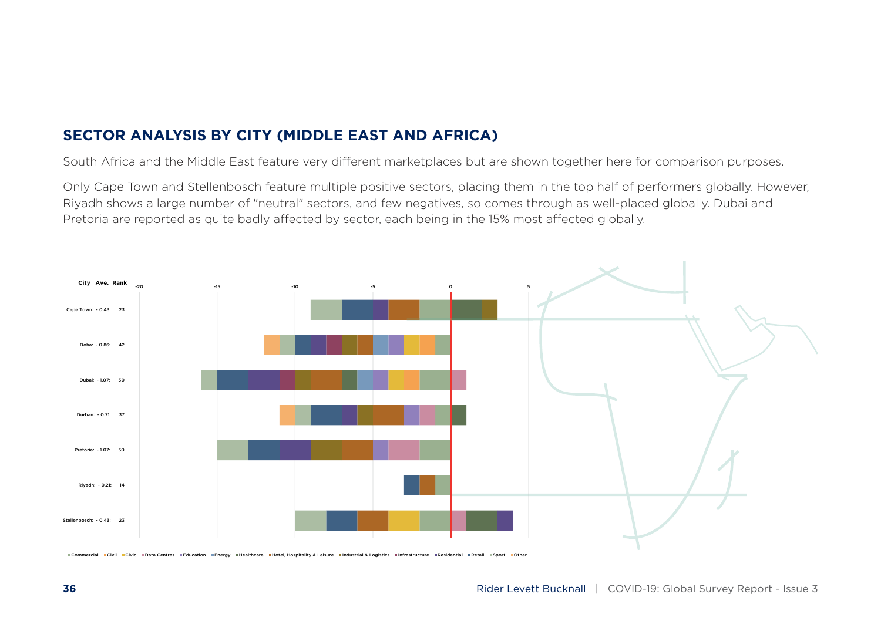## SECTOR ANALYSIS BY CITY (MIDDLE EAST AND AFRICA)

South Africa and the Middle East feature very different marketplaces but are shown together here for comparison purposes.

Only Cape Town and Stellenbosch feature multiple positive sectors, placing them in the top half of performers globally. However, Riyadh shows a large number of "neutral" sectors, and few negatives, so comes through as well-placed globally. Dubai and Pretoria are reported as quite badly affected by sector, each being in the 15% most affected globally.

| City | Ave. | Rank |
|---|---|---|
| Cape Town: | - 0.43: | 23 |
| Doha: | - 0.86: | 42 |
| Dubai: | - 1.07: | 50 |
| Durban: | - 0.71: | 37 |
| Pretoria: | - 1.07: | 50 |
| Riyadh: | - 0.21: | 14 |
| Stellenbosch: | - 0.43: | 23 |

Commercial · Civil · Civic · Data Centres · Education · Energy · Healthcare · Hotel, Hospitality & Leisure · Industrial & Logistics · Infrastructure · Residential · Retail · Sport · Other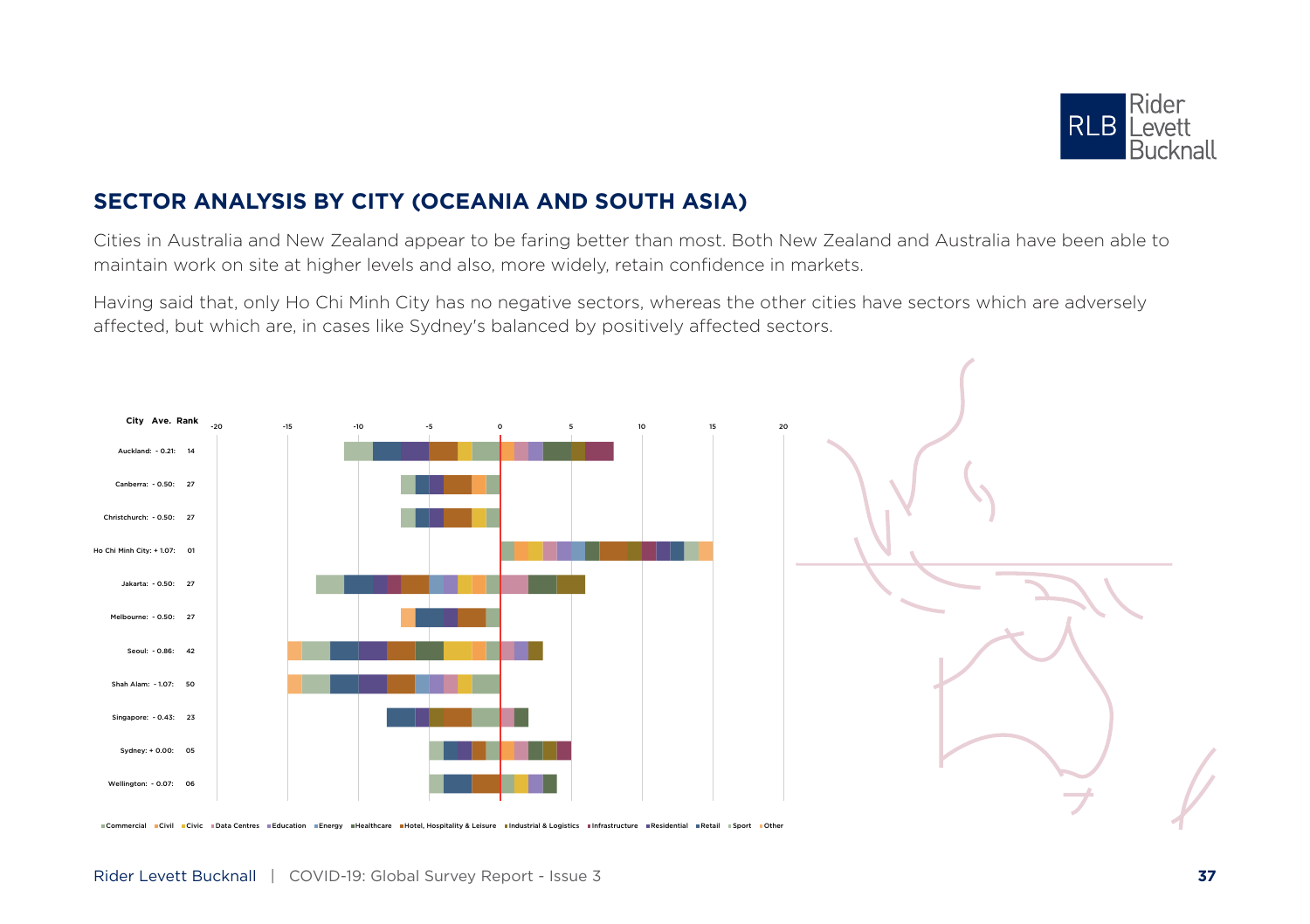## SECTOR ANALYSIS BY CITY (OCEANIA AND SOUTH ASIA)

Cities in Australia and New Zealand appear to be faring better than most. Both New Zealand and Australia have been able to maintain work on site at higher levels and also, more widely, retain confidence in markets.

Having said that, only Ho Chi Minh City has no negative sectors, whereas the other cities have sectors which are adversely affected, but which are, in cases like Sydney's balanced by positively affected sectors.

| City | Ave. | Rank |
|---|---|---|
| Auckland: | - 0.21: | 14 |
| Canberra: | - 0.50: | 27 |
| Christchurch: | - 0.50: | 27 |
| Ho Chi Minh City: | + 1.07: | 01 |
| Jakarta: | - 0.50: | 27 |
| Melbourne: | - 0.50: | 27 |
| Seoul: | - 0.86: | 42 |
| Shah Alam: | - 1.07: | 50 |
| Singapore: | - 0.43: | 23 |
| Sydney: | + 0.00: | 05 |
| Wellington: | - 0.07: | 06 |

Commercial, Civil, Civic, Data Centres, Education, Energy, Healthcare, Hotel, Hospitality & Leisure, Industrial & Logistics, Infrastructure, Residential, Retail, Sport, Other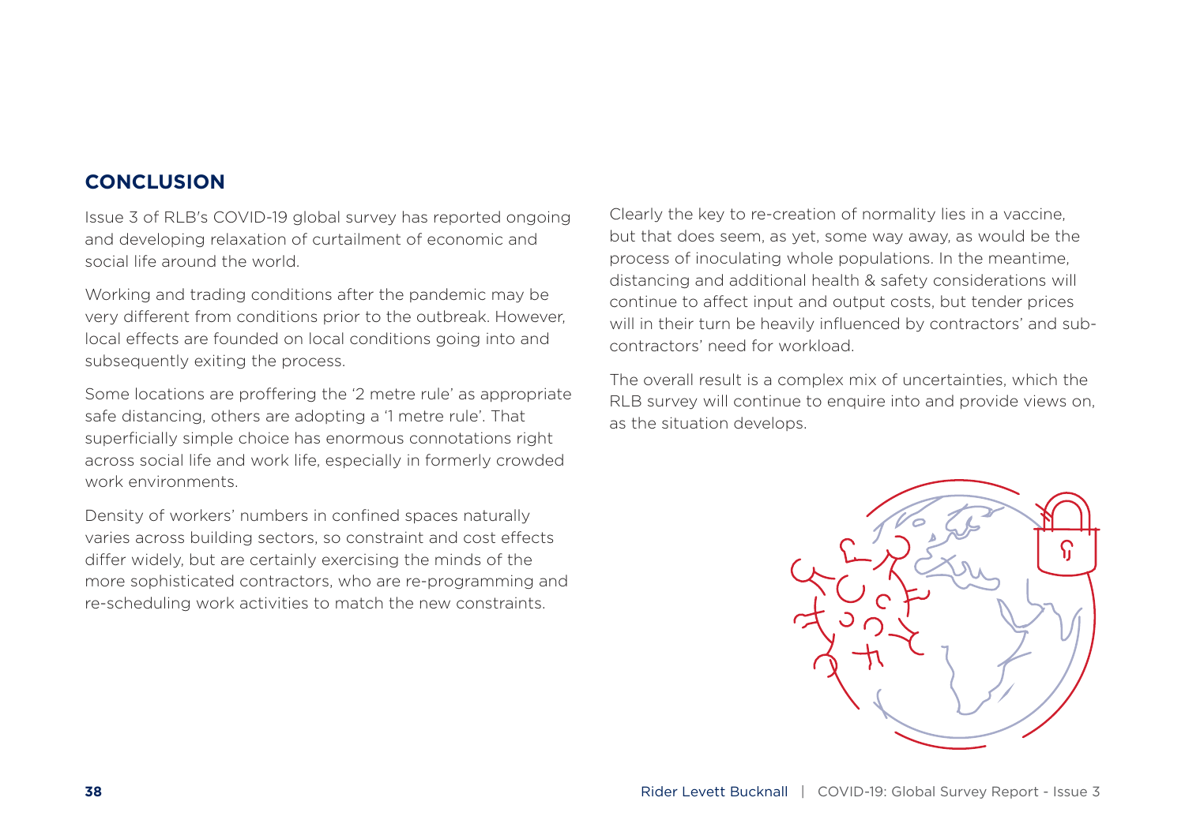## CONCLUSION

Issue 3 of RLB's COVID-19 global survey has reported ongoing and developing relaxation of curtailment of economic and social life around the world.

Working and trading conditions after the pandemic may be very different from conditions prior to the outbreak. However, local effects are founded on local conditions going into and subsequently exiting the process.

Some locations are proffering the '2 metre rule' as appropriate safe distancing, others are adopting a '1 metre rule'. That superficially simple choice has enormous connotations right across social life and work life, especially in formerly crowded work environments.

Density of workers' numbers in confined spaces naturally varies across building sectors, so constraint and cost effects differ widely, but are certainly exercising the minds of the more sophisticated contractors, who are re-programming and re-scheduling work activities to match the new constraints.

Clearly the key to re-creation of normality lies in a vaccine, but that does seem, as yet, some way away, as would be the process of inoculating whole populations. In the meantime, distancing and additional health & safety considerations will continue to affect input and output costs, but tender prices will in their turn be heavily influenced by contractors' and sub-contractors' need for workload.

The overall result is a complex mix of uncertainties, which the RLB survey will continue to enquire into and provide views on, as the situation develops.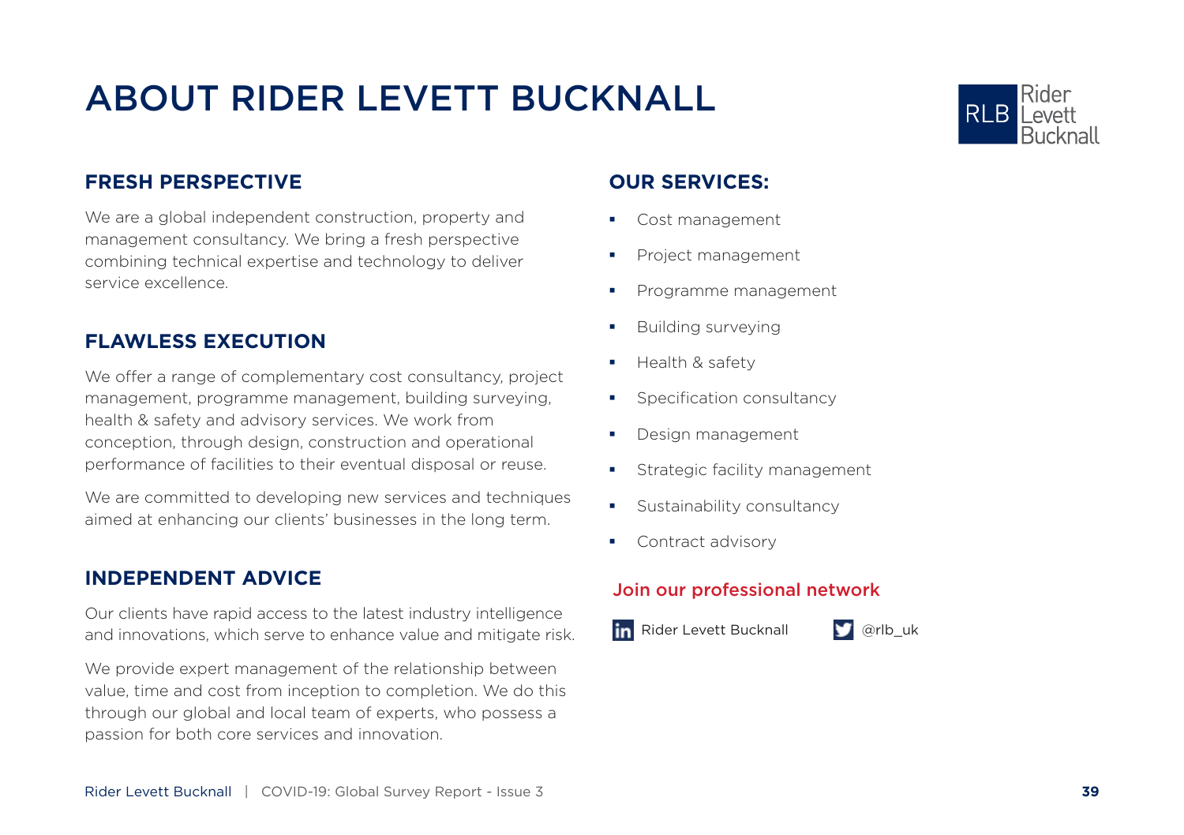# ABOUT RIDER LEVETT BUCKNALL

## FRESH PERSPECTIVE

We are a global independent construction, property and management consultancy. We bring a fresh perspective combining technical expertise and technology to deliver service excellence.

## FLAWLESS EXECUTION

We offer a range of complementary cost consultancy, project management, programme management, building surveying, health & safety and advisory services. We work from conception, through design, construction and operational performance of facilities to their eventual disposal or reuse.

We are committed to developing new services and techniques aimed at enhancing our clients' businesses in the long term.

## INDEPENDENT ADVICE

Our clients have rapid access to the latest industry intelligence and innovations, which serve to enhance value and mitigate risk.

We provide expert management of the relationship between value, time and cost from inception to completion. We do this through our global and local team of experts, who possess a passion for both core services and innovation.

## OUR SERVICES:

- Cost management
- Project management
- Programme management
- Building surveying
- Health & safety
- Specification consultancy
- Design management
- Strategic facility management
- Sustainability consultancy
- Contract advisory

### Join our professional network

Rider Levett Bucknall

@rlb_uk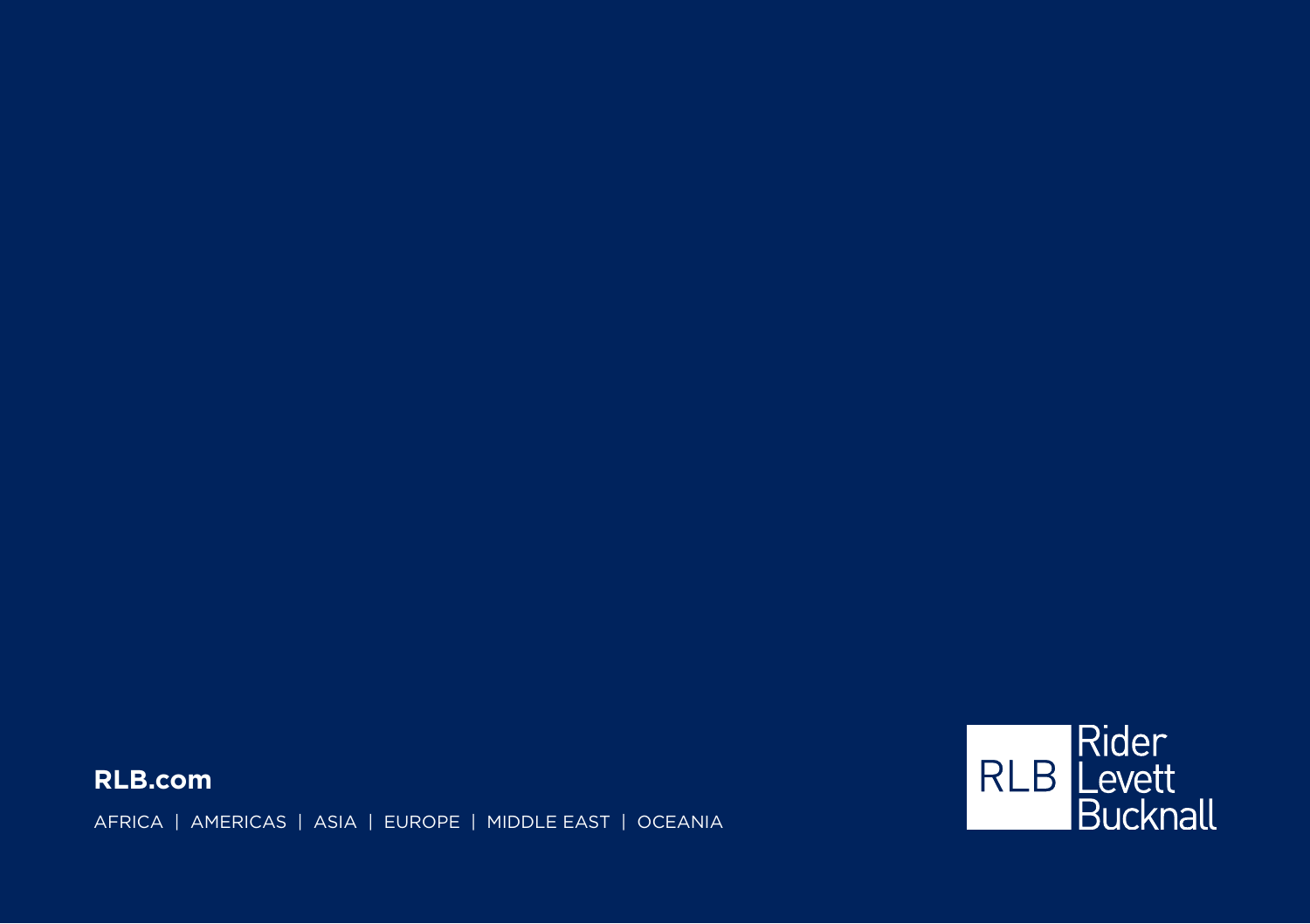**RLB.com**

AFRICA | AMERICAS | ASIA | EUROPE | MIDDLE EAST | OCEANIA

RLB Rider Levett Bucknall